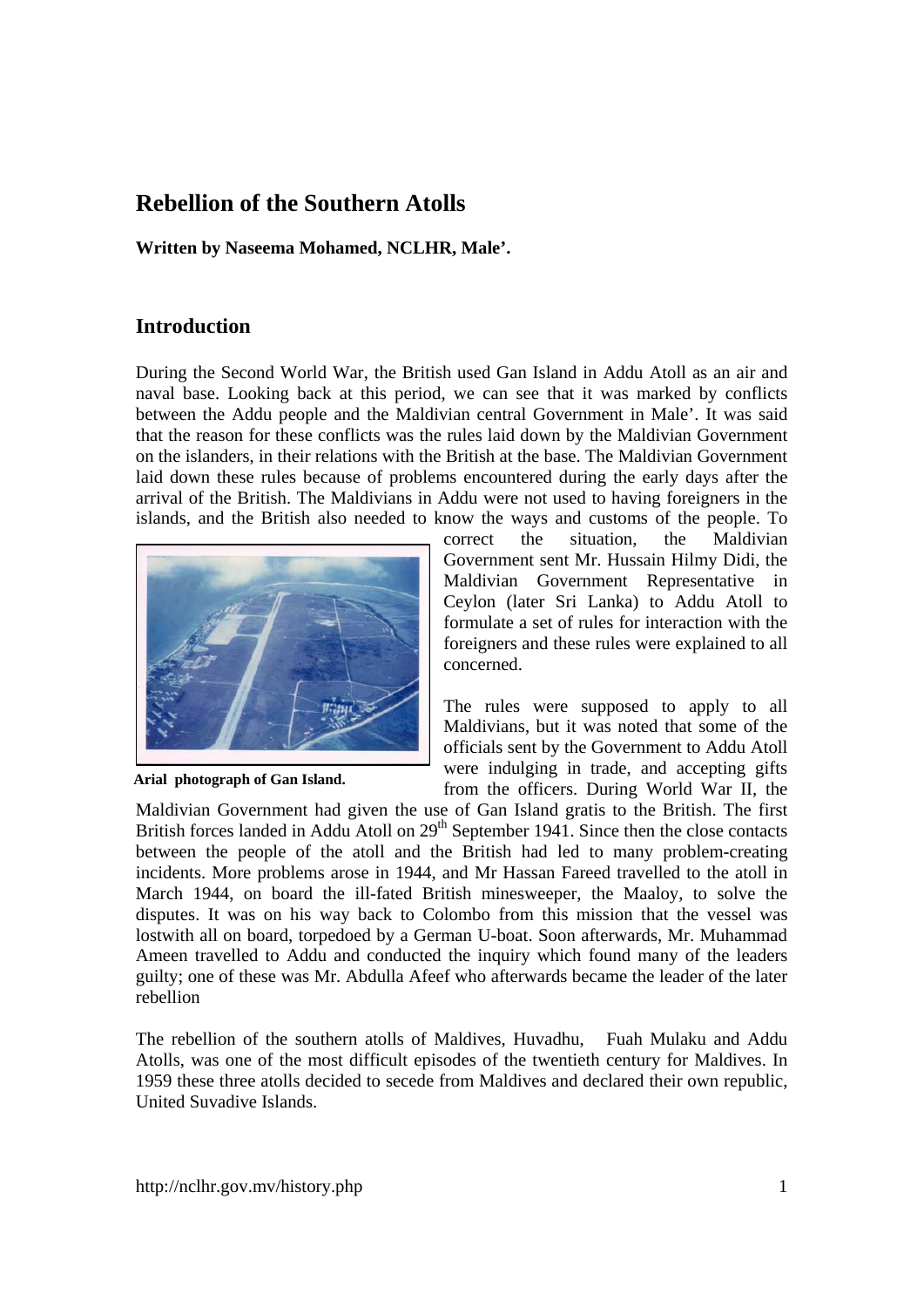# Rebellion of the Southern Atolls

**Written by Naseema Mohamed, NCLHR, Male'.**

## Introduction

During the Second World War, the British used Gan Island in Addu Atoll as an air and naval base. Looking back at this period, we can see that it was marked by conflicts between the Addu people and the Maldivian central Government in Male'. It was said that the reason for these conflicts was the rules laid down by the Maldivian Government on the islanders, in their relations with the British at the base. The Maldivian Government laid down these rules because of problems encountered during the early days after the arrival of the British. The Maldivians in Addu were not used to having foreigners in the islands, and the British also needed to know the ways and customs of the people. To correct the situation, the Maldivian Government sent Mr. Hussain Hilmy Didi, the Maldivian Government Representative in Ceylon (later Sri Lanka) to Addu Atoll to formulate a set of rules for interaction with the foreigners and these rules were explained to all concerned.

**Arial photograph of Gan Island.**

The rules were supposed to apply to all Maldivians, but it was noted that some of the officials sent by the Government to Addu Atoll were indulging in trade, and accepting gifts from the officers. During World War II, the Maldivian Government had given the use of Gan Island gratis to the British. The first British forces landed in Addu Atoll on 29th September 1941. Since then the close contacts between the people of the atoll and the British had led to many problem-creating incidents. More problems arose in 1944, and Mr Hassan Fareed travelled to the atoll in March 1944, on board the ill-fated British minesweeper, the Maaloy, to solve the disputes. It was on his way back to Colombo from this mission that the vessel was lostwith all on board, torpedoed by a German U-boat. Soon afterwards, Mr. Muhammad Ameen travelled to Addu and conducted the inquiry which found many of the leaders guilty; one of these was Mr. Abdulla Afeef who afterwards became the leader of the later rebellion

The rebellion of the southern atolls of Maldives, Huvadhu, Fuah Mulaku and Addu Atolls, was one of the most difficult episodes of the twentieth century for Maldives. In 1959 these three atolls decided to secede from Maldives and declared their own republic, United Suvadive Islands.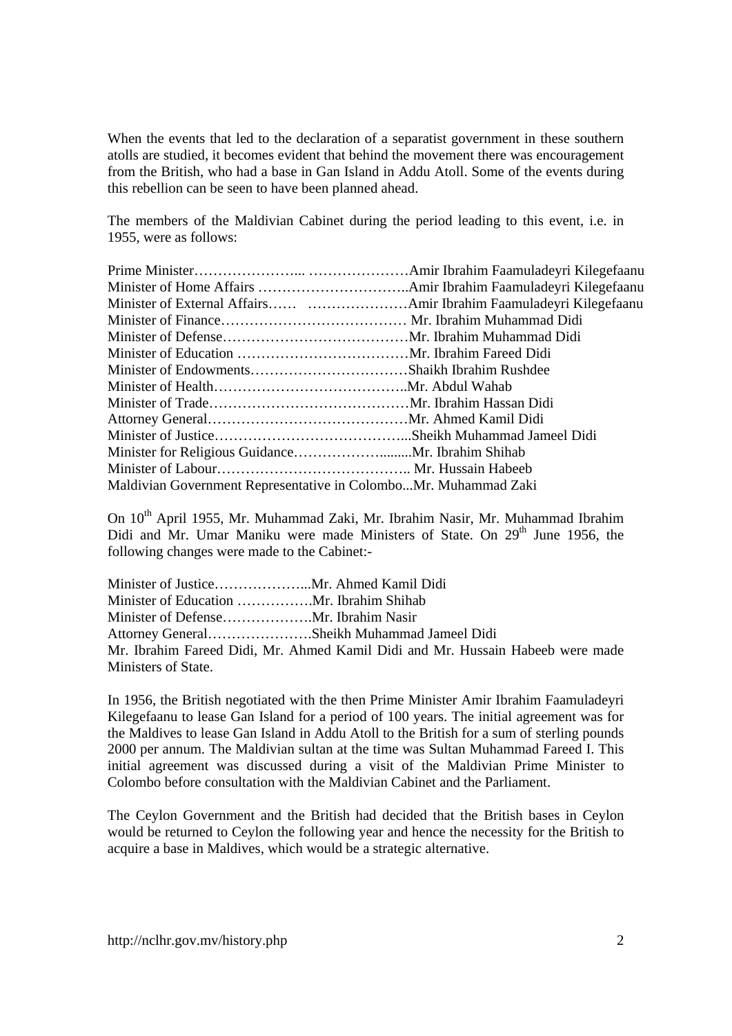When the events that led to the declaration of a separatist government in these southern atolls are studied, it becomes evident that behind the movement there was encouragement from the British, who had a base in Gan Island in Addu Atoll. Some of the events during this rebellion can be seen to have been planned ahead.

The members of the Maldivian Cabinet during the period leading to this event, i.e. in 1955, were as follows:

Prime Minister…………………... …………………Amir Ibrahim Faamuladeyri Kilegefaanu
Minister of Home Affairs …………………………..Amir Ibrahim Faamuladeyri Kilegefaanu
Minister of External Affairs…… …………………Amir Ibrahim Faamuladeyri Kilegefaanu
Minister of Finance………………………………… Mr. Ibrahim Muhammad Didi
Minister of Defense…………………………………Mr. Ibrahim Muhammad Didi
Minister of Education ………………………………Mr. Ibrahim Fareed Didi
Minister of Endowments……………………………Shaikh Ibrahim Rushdee
Minister of Health…………………………………..Mr. Abdul Wahab
Minister of Trade……………………………………Mr. Ibrahim Hassan Didi
Attorney General……………………………………Mr. Ahmed Kamil Didi
Minister of Justice…………………………………...Sheikh Muhammad Jameel Didi
Minister for Religious Guidance……………….........Mr. Ibrahim Shihab
Minister of Labour………………………………….. Mr. Hussain Habeeb
Maldivian Government Representative in Colombo...Mr. Muhammad Zaki

On 10th April 1955, Mr. Muhammad Zaki, Mr. Ibrahim Nasir, Mr. Muhammad Ibrahim Didi and Mr. Umar Maniku were made Ministers of State. On 29th June 1956, the following changes were made to the Cabinet:-

Minister of Justice………………...Mr. Ahmed Kamil Didi
Minister of Education …………….Mr. Ibrahim Shihab
Minister of Defense……………….Mr. Ibrahim Nasir
Attorney General………………….Sheikh Muhammad Jameel Didi
Mr. Ibrahim Fareed Didi, Mr. Ahmed Kamil Didi and Mr. Hussain Habeeb were made Ministers of State.

In 1956, the British negotiated with the then Prime Minister Amir Ibrahim Faamuladeyri Kilegefaanu to lease Gan Island for a period of 100 years. The initial agreement was for the Maldives to lease Gan Island in Addu Atoll to the British for a sum of sterling pounds 2000 per annum. The Maldivian sultan at the time was Sultan Muhammad Fareed I. This initial agreement was discussed during a visit of the Maldivian Prime Minister to Colombo before consultation with the Maldivian Cabinet and the Parliament.

The Ceylon Government and the British had decided that the British bases in Ceylon would be returned to Ceylon the following year and hence the necessity for the British to acquire a base in Maldives, which would be a strategic alternative.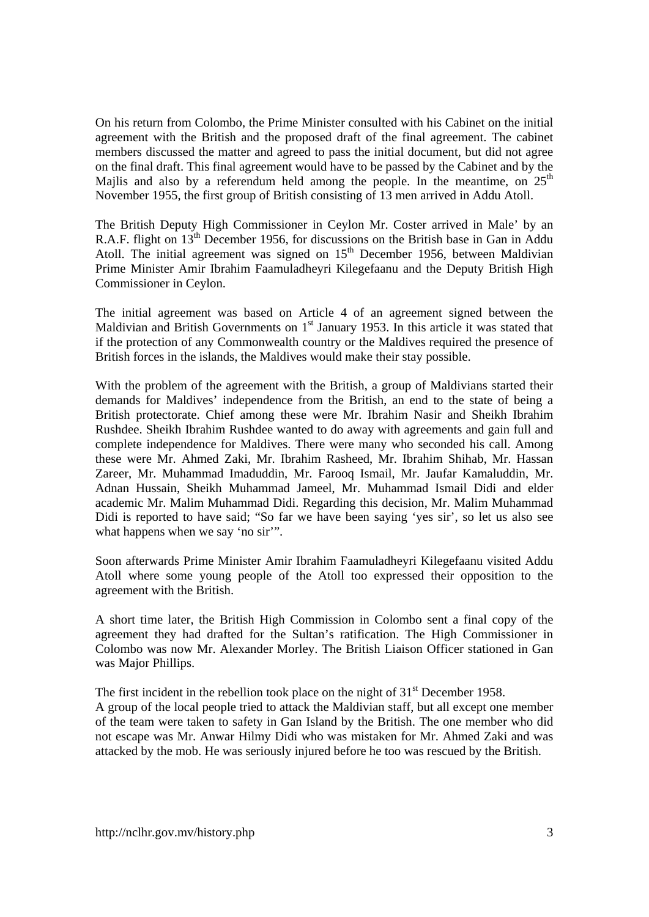On his return from Colombo, the Prime Minister consulted with his Cabinet on the initial agreement with the British and the proposed draft of the final agreement. The cabinet members discussed the matter and agreed to pass the initial document, but did not agree on the final draft. This final agreement would have to be passed by the Cabinet and by the Majlis and also by a referendum held among the people. In the meantime, on 25th November 1955, the first group of British consisting of 13 men arrived in Addu Atoll.

The British Deputy High Commissioner in Ceylon Mr. Coster arrived in Male' by an R.A.F. flight on 13th December 1956, for discussions on the British base in Gan in Addu Atoll. The initial agreement was signed on 15th December 1956, between Maldivian Prime Minister Amir Ibrahim Faamuladheyri Kilegefaanu and the Deputy British High Commissioner in Ceylon.

The initial agreement was based on Article 4 of an agreement signed between the Maldivian and British Governments on 1st January 1953. In this article it was stated that if the protection of any Commonwealth country or the Maldives required the presence of British forces in the islands, the Maldives would make their stay possible.

With the problem of the agreement with the British, a group of Maldivians started their demands for Maldives' independence from the British, an end to the state of being a British protectorate. Chief among these were Mr. Ibrahim Nasir and Sheikh Ibrahim Rushdee. Sheikh Ibrahim Rushdee wanted to do away with agreements and gain full and complete independence for Maldives. There were many who seconded his call. Among these were Mr. Ahmed Zaki, Mr. Ibrahim Rasheed, Mr. Ibrahim Shihab, Mr. Hassan Zareer, Mr. Muhammad Imaduddin, Mr. Farooq Ismail, Mr. Jaufar Kamaluddin, Mr. Adnan Hussain, Sheikh Muhammad Jameel, Mr. Muhammad Ismail Didi and elder academic Mr. Malim Muhammad Didi. Regarding this decision, Mr. Malim Muhammad Didi is reported to have said; "So far we have been saying 'yes sir', so let us also see what happens when we say 'no sir'".

Soon afterwards Prime Minister Amir Ibrahim Faamuladheyri Kilegefaanu visited Addu Atoll where some young people of the Atoll too expressed their opposition to the agreement with the British.

A short time later, the British High Commission in Colombo sent a final copy of the agreement they had drafted for the Sultan's ratification. The High Commissioner in Colombo was now Mr. Alexander Morley. The British Liaison Officer stationed in Gan was Major Phillips.

The first incident in the rebellion took place on the night of 31st December 1958.
A group of the local people tried to attack the Maldivian staff, but all except one member of the team were taken to safety in Gan Island by the British. The one member who did not escape was Mr. Anwar Hilmy Didi who was mistaken for Mr. Ahmed Zaki and was attacked by the mob. He was seriously injured before he too was rescued by the British.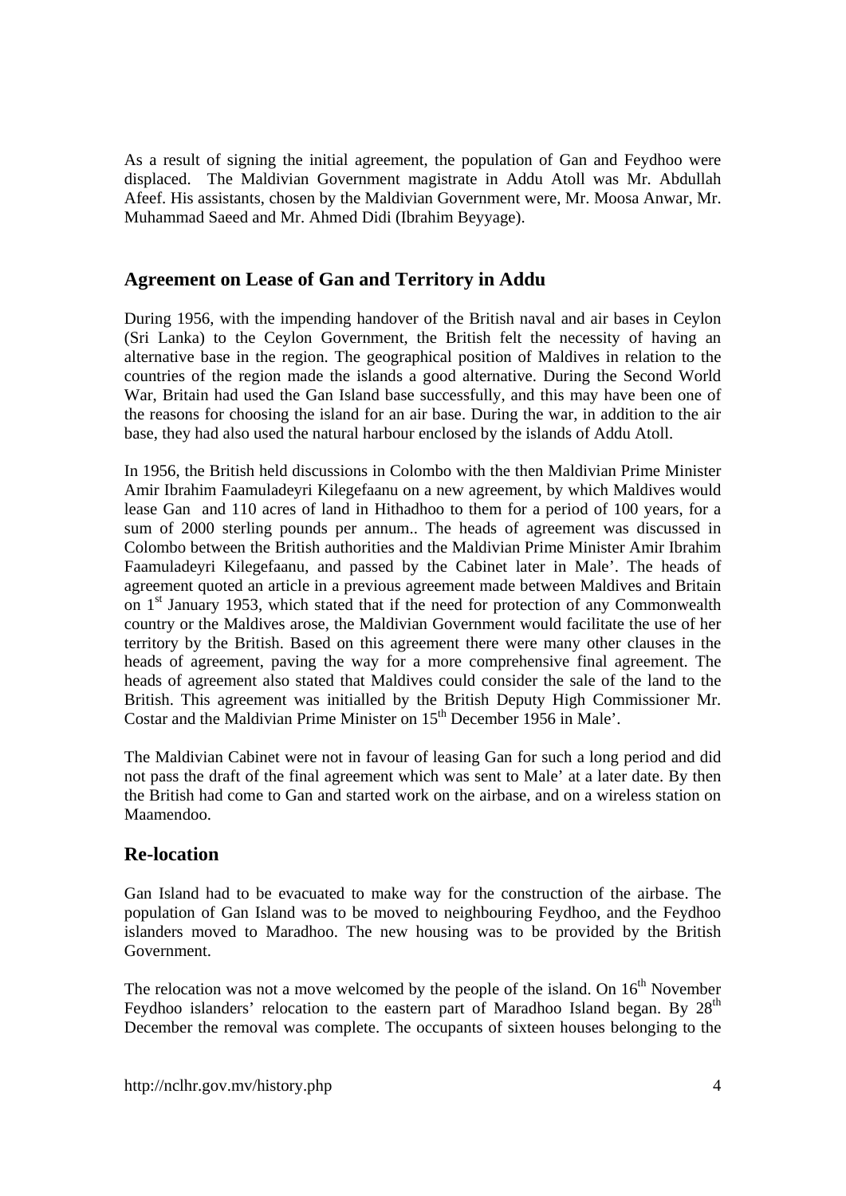As a result of signing the initial agreement, the population of Gan and Feydhoo were displaced. The Maldivian Government magistrate in Addu Atoll was Mr. Abdullah Afeef. His assistants, chosen by the Maldivian Government were, Mr. Moosa Anwar, Mr. Muhammad Saeed and Mr. Ahmed Didi (Ibrahim Beyyage).

## Agreement on Lease of Gan and Territory in Addu

During 1956, with the impending handover of the British naval and air bases in Ceylon (Sri Lanka) to the Ceylon Government, the British felt the necessity of having an alternative base in the region. The geographical position of Maldives in relation to the countries of the region made the islands a good alternative. During the Second World War, Britain had used the Gan Island base successfully, and this may have been one of the reasons for choosing the island for an air base. During the war, in addition to the air base, they had also used the natural harbour enclosed by the islands of Addu Atoll.

In 1956, the British held discussions in Colombo with the then Maldivian Prime Minister Amir Ibrahim Faamuladeyri Kilegefaanu on a new agreement, by which Maldives would lease Gan and 110 acres of land in Hithadhoo to them for a period of 100 years, for a sum of 2000 sterling pounds per annum.. The heads of agreement was discussed in Colombo between the British authorities and the Maldivian Prime Minister Amir Ibrahim Faamuladeyri Kilegefaanu, and passed by the Cabinet later in Male'. The heads of agreement quoted an article in a previous agreement made between Maldives and Britain on 1st January 1953, which stated that if the need for protection of any Commonwealth country or the Maldives arose, the Maldivian Government would facilitate the use of her territory by the British. Based on this agreement there were many other clauses in the heads of agreement, paving the way for a more comprehensive final agreement. The heads of agreement also stated that Maldives could consider the sale of the land to the British. This agreement was initialled by the British Deputy High Commissioner Mr. Costar and the Maldivian Prime Minister on 15th December 1956 in Male'.

The Maldivian Cabinet were not in favour of leasing Gan for such a long period and did not pass the draft of the final agreement which was sent to Male' at a later date. By then the British had come to Gan and started work on the airbase, and on a wireless station on Maamendoo.

## Re-location

Gan Island had to be evacuated to make way for the construction of the airbase. The population of Gan Island was to be moved to neighbouring Feydhoo, and the Feydhoo islanders moved to Maradhoo. The new housing was to be provided by the British Government.

The relocation was not a move welcomed by the people of the island. On 16th November Feydhoo islanders' relocation to the eastern part of Maradhoo Island began. By 28th December the removal was complete. The occupants of sixteen houses belonging to the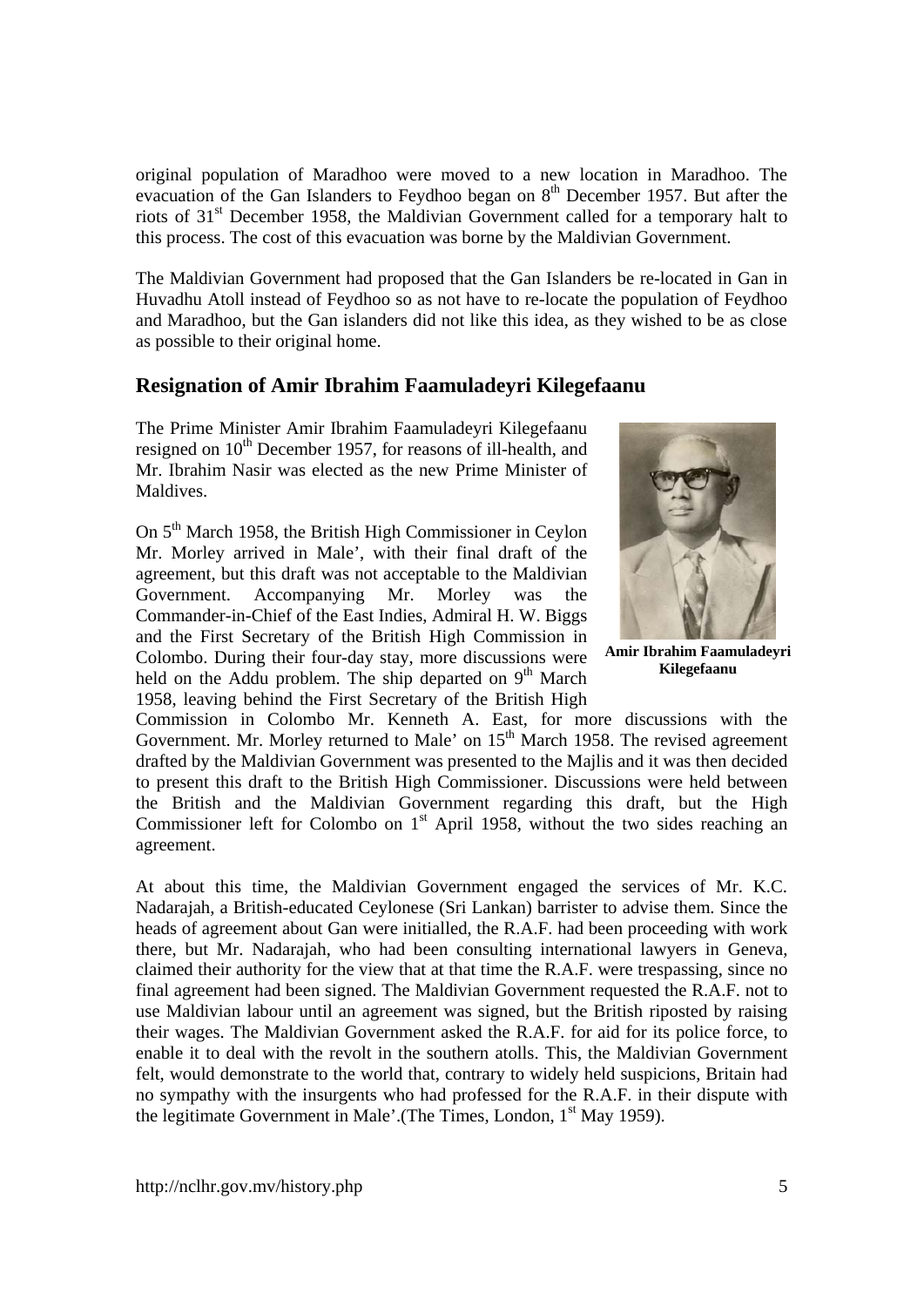original population of Maradhoo were moved to a new location in Maradhoo. The evacuation of the Gan Islanders to Feydhoo began on 8th December 1957. But after the riots of 31st December 1958, the Maldivian Government called for a temporary halt to this process. The cost of this evacuation was borne by the Maldivian Government.

The Maldivian Government had proposed that the Gan Islanders be re-located in Gan in Huvadhu Atoll instead of Feydhoo so as not have to re-locate the population of Feydhoo and Maradhoo, but the Gan islanders did not like this idea, as they wished to be as close as possible to their original home.

## Resignation of Amir Ibrahim Faamuladeyri Kilegefaanu

The Prime Minister Amir Ibrahim Faamuladeyri Kilegefaanu resigned on 10th December 1957, for reasons of ill-health, and Mr. Ibrahim Nasir was elected as the new Prime Minister of Maldives.

**Amir Ibrahim Faamuladeyri Kilegefaanu**

On 5th March 1958, the British High Commissioner in Ceylon Mr. Morley arrived in Male', with their final draft of the agreement, but this draft was not acceptable to the Maldivian Government. Accompanying Mr. Morley was the Commander-in-Chief of the East Indies, Admiral H. W. Biggs and the First Secretary of the British High Commission in Colombo. During their four-day stay, more discussions were held on the Addu problem. The ship departed on 9th March 1958, leaving behind the First Secretary of the British High Commission in Colombo Mr. Kenneth A. East, for more discussions with the Government. Mr. Morley returned to Male' on 15th March 1958. The revised agreement drafted by the Maldivian Government was presented to the Majlis and it was then decided to present this draft to the British High Commissioner. Discussions were held between the British and the Maldivian Government regarding this draft, but the High Commissioner left for Colombo on 1st April 1958, without the two sides reaching an agreement.

At about this time, the Maldivian Government engaged the services of Mr. K.C. Nadarajah, a British-educated Ceylonese (Sri Lankan) barrister to advise them. Since the heads of agreement about Gan were initialled, the R.A.F. had been proceeding with work there, but Mr. Nadarajah, who had been consulting international lawyers in Geneva, claimed their authority for the view that at that time the R.A.F. were trespassing, since no final agreement had been signed. The Maldivian Government requested the R.A.F. not to use Maldivian labour until an agreement was signed, but the British riposted by raising their wages. The Maldivian Government asked the R.A.F. for aid for its police force, to enable it to deal with the revolt in the southern atolls. This, the Maldivian Government felt, would demonstrate to the world that, contrary to widely held suspicions, Britain had no sympathy with the insurgents who had professed for the R.A.F. in their dispute with the legitimate Government in Male'.(The Times, London, 1st May 1959).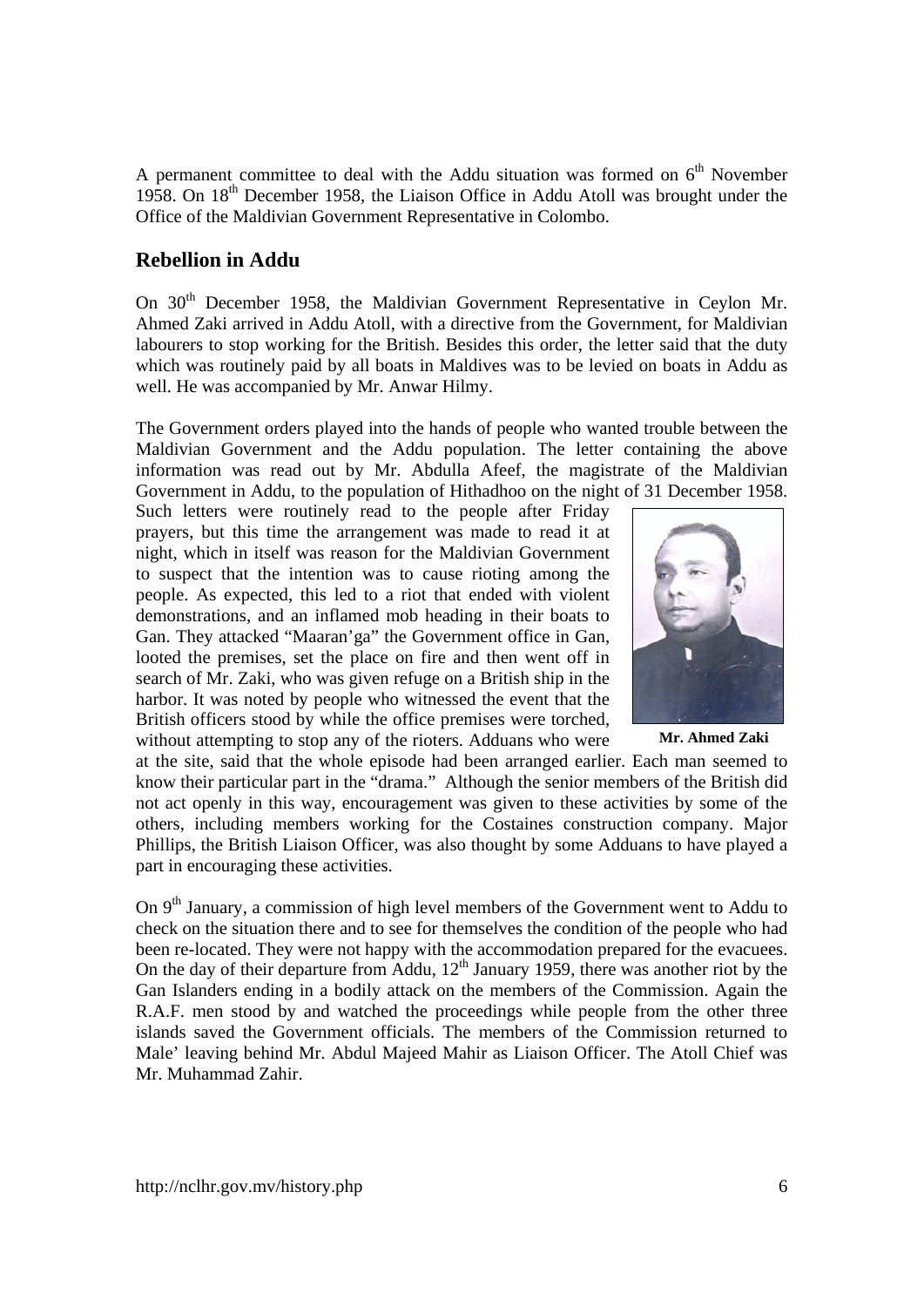A permanent committee to deal with the Addu situation was formed on 6th November 1958. On 18th December 1958, the Liaison Office in Addu Atoll was brought under the Office of the Maldivian Government Representative in Colombo.

## Rebellion in Addu

On 30th December 1958, the Maldivian Government Representative in Ceylon Mr. Ahmed Zaki arrived in Addu Atoll, with a directive from the Government, for Maldivian labourers to stop working for the British. Besides this order, the letter said that the duty which was routinely paid by all boats in Maldives was to be levied on boats in Addu as well. He was accompanied by Mr. Anwar Hilmy.

The Government orders played into the hands of people who wanted trouble between the Maldivian Government and the Addu population. The letter containing the above information was read out by Mr. Abdulla Afeef, the magistrate of the Maldivian Government in Addu, to the population of Hithadhoo on the night of 31 December 1958. Such letters were routinely read to the people after Friday prayers, but this time the arrangement was made to read it at night, which in itself was reason for the Maldivian Government to suspect that the intention was to cause rioting among the people. As expected, this led to a riot that ended with violent demonstrations, and an inflamed mob heading in their boats to Gan. They attacked "Maaran'ga" the Government office in Gan, looted the premises, set the place on fire and then went off in search of Mr. Zaki, who was given refuge on a British ship in the harbor. It was noted by people who witnessed the event that the British officers stood by while the office premises were torched, without attempting to stop any of the rioters. Adduans who were at the site, said that the whole episode had been arranged earlier. Each man seemed to know their particular part in the "drama." Although the senior members of the British did not act openly in this way, encouragement was given to these activities by some of the others, including members working for the Costaines construction company. Major Phillips, the British Liaison Officer, was also thought by some Adduans to have played a part in encouraging these activities.

**Mr. Ahmed Zaki**

On 9th January, a commission of high level members of the Government went to Addu to check on the situation there and to see for themselves the condition of the people who had been re-located. They were not happy with the accommodation prepared for the evacuees. On the day of their departure from Addu, 12th January 1959, there was another riot by the Gan Islanders ending in a bodily attack on the members of the Commission. Again the R.A.F. men stood by and watched the proceedings while people from the other three islands saved the Government officials. The members of the Commission returned to Male' leaving behind Mr. Abdul Majeed Mahir as Liaison Officer. The Atoll Chief was Mr. Muhammad Zahir.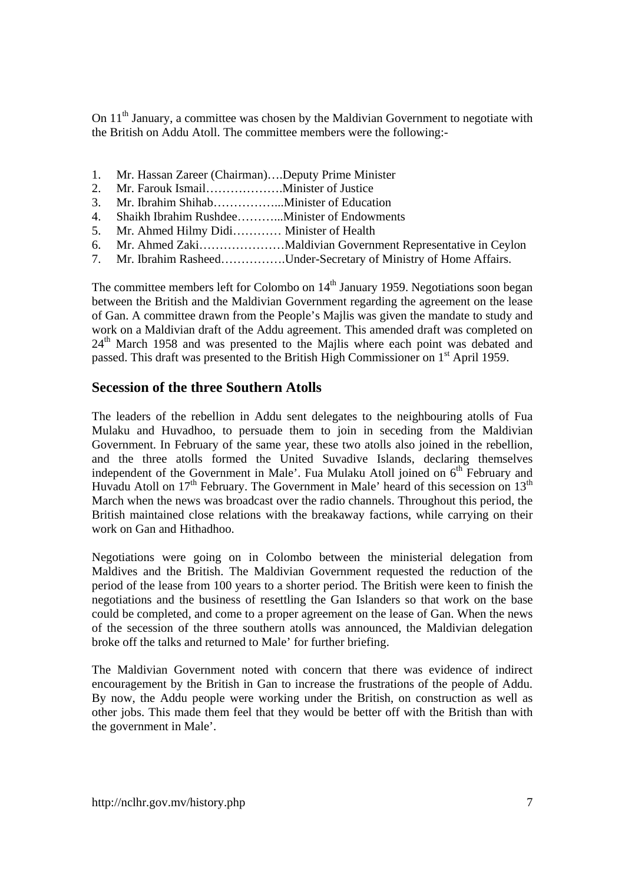On 11th January, a committee was chosen by the Maldivian Government to negotiate with the British on Addu Atoll. The committee members were the following:-

1. Mr. Hassan Zareer (Chairman)….Deputy Prime Minister
2. Mr. Farouk Ismail……………….Minister of Justice
3. Mr. Ibrahim Shihab……………...Minister of Education
4. Shaikh Ibrahim Rushdee………...Minister of Endowments
5. Mr. Ahmed Hilmy Didi………… Minister of Health
6. Mr. Ahmed Zaki…………………Maldivian Government Representative in Ceylon
7. Mr. Ibrahim Rasheed…………….Under-Secretary of Ministry of Home Affairs.

The committee members left for Colombo on 14th January 1959. Negotiations soon began between the British and the Maldivian Government regarding the agreement on the lease of Gan. A committee drawn from the People's Majlis was given the mandate to study and work on a Maldivian draft of the Addu agreement. This amended draft was completed on 24th March 1958 and was presented to the Majlis where each point was debated and passed. This draft was presented to the British High Commissioner on 1st April 1959.

## Secession of the three Southern Atolls

The leaders of the rebellion in Addu sent delegates to the neighbouring atolls of Fua Mulaku and Huvadhoo, to persuade them to join in seceding from the Maldivian Government. In February of the same year, these two atolls also joined in the rebellion, and the three atolls formed the United Suvadive Islands, declaring themselves independent of the Government in Male'. Fua Mulaku Atoll joined on 6th February and Huvadu Atoll on 17th February. The Government in Male' heard of this secession on 13th March when the news was broadcast over the radio channels. Throughout this period, the British maintained close relations with the breakaway factions, while carrying on their work on Gan and Hithadhoo.

Negotiations were going on in Colombo between the ministerial delegation from Maldives and the British. The Maldivian Government requested the reduction of the period of the lease from 100 years to a shorter period. The British were keen to finish the negotiations and the business of resettling the Gan Islanders so that work on the base could be completed, and come to a proper agreement on the lease of Gan. When the news of the secession of the three southern atolls was announced, the Maldivian delegation broke off the talks and returned to Male' for further briefing.

The Maldivian Government noted with concern that there was evidence of indirect encouragement by the British in Gan to increase the frustrations of the people of Addu. By now, the Addu people were working under the British, on construction as well as other jobs. This made them feel that they would be better off with the British than with the government in Male'.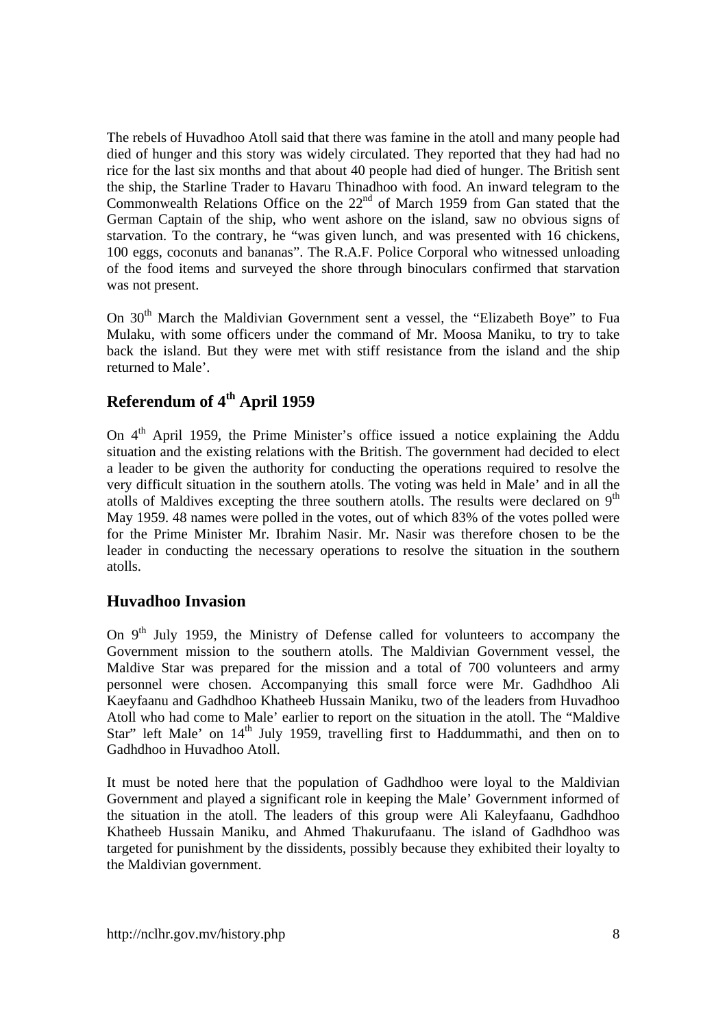The rebels of Huvadhoo Atoll said that there was famine in the atoll and many people had died of hunger and this story was widely circulated. They reported that they had had no rice for the last six months and that about 40 people had died of hunger. The British sent the ship, the Starline Trader to Havaru Thinadhoo with food. An inward telegram to the Commonwealth Relations Office on the 22nd of March 1959 from Gan stated that the German Captain of the ship, who went ashore on the island, saw no obvious signs of starvation. To the contrary, he "was given lunch, and was presented with 16 chickens, 100 eggs, coconuts and bananas". The R.A.F. Police Corporal who witnessed unloading of the food items and surveyed the shore through binoculars confirmed that starvation was not present.

On 30th March the Maldivian Government sent a vessel, the "Elizabeth Boye" to Fua Mulaku, with some officers under the command of Mr. Moosa Maniku, to try to take back the island. But they were met with stiff resistance from the island and the ship returned to Male'.

## Referendum of 4th April 1959

On 4th April 1959, the Prime Minister's office issued a notice explaining the Addu situation and the existing relations with the British. The government had decided to elect a leader to be given the authority for conducting the operations required to resolve the very difficult situation in the southern atolls. The voting was held in Male' and in all the atolls of Maldives excepting the three southern atolls. The results were declared on 9th May 1959. 48 names were polled in the votes, out of which 83% of the votes polled were for the Prime Minister Mr. Ibrahim Nasir. Mr. Nasir was therefore chosen to be the leader in conducting the necessary operations to resolve the situation in the southern atolls.

## Huvadhoo Invasion

On 9th July 1959, the Ministry of Defense called for volunteers to accompany the Government mission to the southern atolls. The Maldivian Government vessel, the Maldive Star was prepared for the mission and a total of 700 volunteers and army personnel were chosen. Accompanying this small force were Mr. Gadhdhoo Ali Kaeyfaanu and Gadhdhoo Khatheeb Hussain Maniku, two of the leaders from Huvadhoo Atoll who had come to Male' earlier to report on the situation in the atoll. The "Maldive Star" left Male' on 14th July 1959, travelling first to Haddummathi, and then on to Gadhdhoo in Huvadhoo Atoll.

It must be noted here that the population of Gadhdhoo were loyal to the Maldivian Government and played a significant role in keeping the Male' Government informed of the situation in the atoll. The leaders of this group were Ali Kaleyfaanu, Gadhdhoo Khatheeb Hussain Maniku, and Ahmed Thakurufaanu. The island of Gadhdhoo was targeted for punishment by the dissidents, possibly because they exhibited their loyalty to the Maldivian government.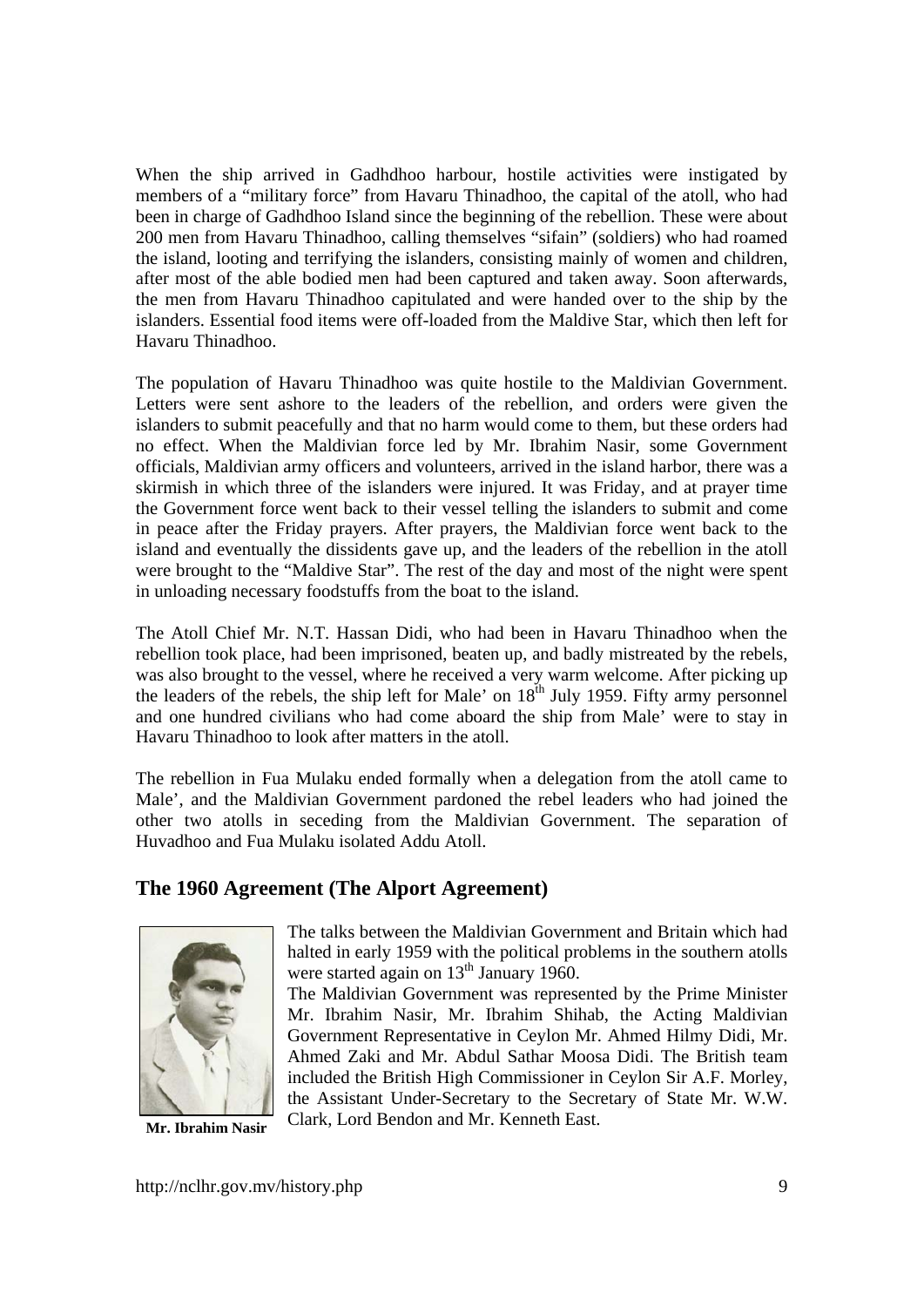When the ship arrived in Gadhdhoo harbour, hostile activities were instigated by members of a "military force" from Havaru Thinadhoo, the capital of the atoll, who had been in charge of Gadhdhoo Island since the beginning of the rebellion. These were about 200 men from Havaru Thinadhoo, calling themselves "sifain" (soldiers) who had roamed the island, looting and terrifying the islanders, consisting mainly of women and children, after most of the able bodied men had been captured and taken away. Soon afterwards, the men from Havaru Thinadhoo capitulated and were handed over to the ship by the islanders. Essential food items were off-loaded from the Maldive Star, which then left for Havaru Thinadhoo.

The population of Havaru Thinadhoo was quite hostile to the Maldivian Government. Letters were sent ashore to the leaders of the rebellion, and orders were given the islanders to submit peacefully and that no harm would come to them, but these orders had no effect. When the Maldivian force led by Mr. Ibrahim Nasir, some Government officials, Maldivian army officers and volunteers, arrived in the island harbor, there was a skirmish in which three of the islanders were injured. It was Friday, and at prayer time the Government force went back to their vessel telling the islanders to submit and come in peace after the Friday prayers. After prayers, the Maldivian force went back to the island and eventually the dissidents gave up, and the leaders of the rebellion in the atoll were brought to the "Maldive Star". The rest of the day and most of the night were spent in unloading necessary foodstuffs from the boat to the island.

The Atoll Chief Mr. N.T. Hassan Didi, who had been in Havaru Thinadhoo when the rebellion took place, had been imprisoned, beaten up, and badly mistreated by the rebels, was also brought to the vessel, where he received a very warm welcome. After picking up the leaders of the rebels, the ship left for Male' on 18th July 1959. Fifty army personnel and one hundred civilians who had come aboard the ship from Male' were to stay in Havaru Thinadhoo to look after matters in the atoll.

The rebellion in Fua Mulaku ended formally when a delegation from the atoll came to Male', and the Maldivian Government pardoned the rebel leaders who had joined the other two atolls in seceding from the Maldivian Government. The separation of Huvadhoo and Fua Mulaku isolated Addu Atoll.

## The 1960 Agreement (The Alport Agreement)

The talks between the Maldivian Government and Britain which had halted in early 1959 with the political problems in the southern atolls were started again on 13th January 1960.

The Maldivian Government was represented by the Prime Minister Mr. Ibrahim Nasir, Mr. Ibrahim Shihab, the Acting Maldivian Government Representative in Ceylon Mr. Ahmed Hilmy Didi, Mr. Ahmed Zaki and Mr. Abdul Sathar Moosa Didi. The British team included the British High Commissioner in Ceylon Sir A.F. Morley, the Assistant Under-Secretary to the Secretary of State Mr. W.W. Clark, Lord Bendon and Mr. Kenneth East.

**Mr. Ibrahim Nasir**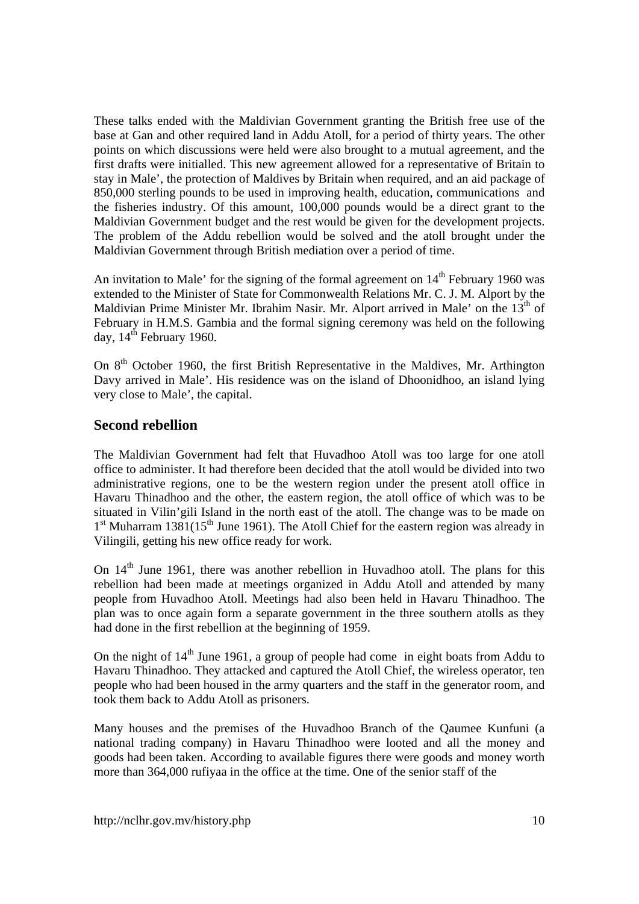These talks ended with the Maldivian Government granting the British free use of the base at Gan and other required land in Addu Atoll, for a period of thirty years. The other points on which discussions were held were also brought to a mutual agreement, and the first drafts were initialled. This new agreement allowed for a representative of Britain to stay in Male', the protection of Maldives by Britain when required, and an aid package of 850,000 sterling pounds to be used in improving health, education, communications and the fisheries industry. Of this amount, 100,000 pounds would be a direct grant to the Maldivian Government budget and the rest would be given for the development projects. The problem of the Addu rebellion would be solved and the atoll brought under the Maldivian Government through British mediation over a period of time.

An invitation to Male' for the signing of the formal agreement on 14th February 1960 was extended to the Minister of State for Commonwealth Relations Mr. C. J. M. Alport by the Maldivian Prime Minister Mr. Ibrahim Nasir. Mr. Alport arrived in Male' on the 13th of February in H.M.S. Gambia and the formal signing ceremony was held on the following day, 14th February 1960.

On 8th October 1960, the first British Representative in the Maldives, Mr. Arthington Davy arrived in Male'. His residence was on the island of Dhoonidhoo, an island lying very close to Male', the capital.

## Second rebellion

The Maldivian Government had felt that Huvadhoo Atoll was too large for one atoll office to administer. It had therefore been decided that the atoll would be divided into two administrative regions, one to be the western region under the present atoll office in Havaru Thinadhoo and the other, the eastern region, the atoll office of which was to be situated in Vilin'gili Island in the north east of the atoll. The change was to be made on 1st Muharram 1381(15th June 1961). The Atoll Chief for the eastern region was already in Vilingili, getting his new office ready for work.

On 14th June 1961, there was another rebellion in Huvadhoo atoll. The plans for this rebellion had been made at meetings organized in Addu Atoll and attended by many people from Huvadhoo Atoll. Meetings had also been held in Havaru Thinadhoo. The plan was to once again form a separate government in the three southern atolls as they had done in the first rebellion at the beginning of 1959.

On the night of 14th June 1961, a group of people had come in eight boats from Addu to Havaru Thinadhoo. They attacked and captured the Atoll Chief, the wireless operator, ten people who had been housed in the army quarters and the staff in the generator room, and took them back to Addu Atoll as prisoners.

Many houses and the premises of the Huvadhoo Branch of the Qaumee Kunfuni (a national trading company) in Havaru Thinadhoo were looted and all the money and goods had been taken. According to available figures there were goods and money worth more than 364,000 rufiyaa in the office at the time. One of the senior staff of the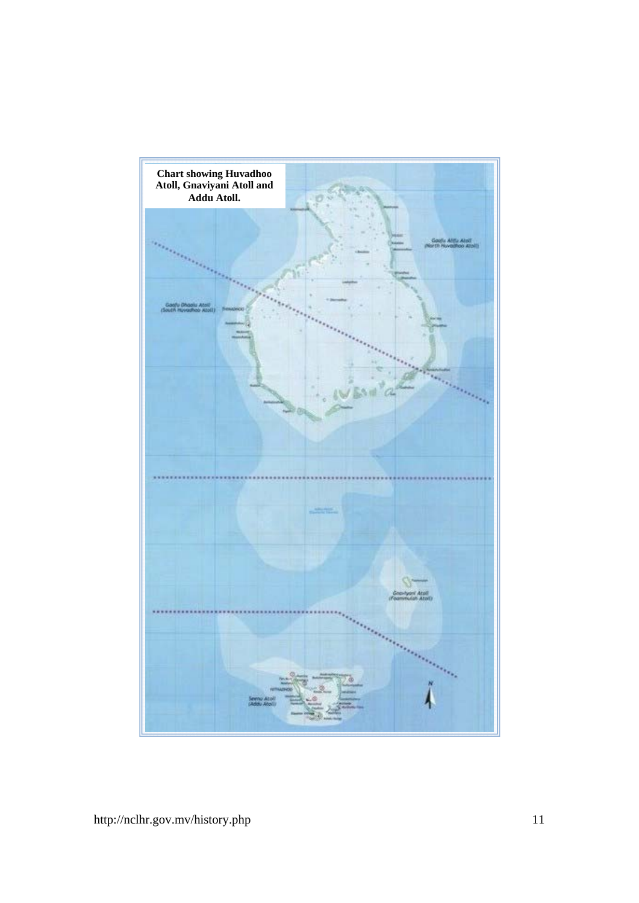**Chart showing Huvadhoo Atoll, Gnaviyani Atoll and Addu Atoll.**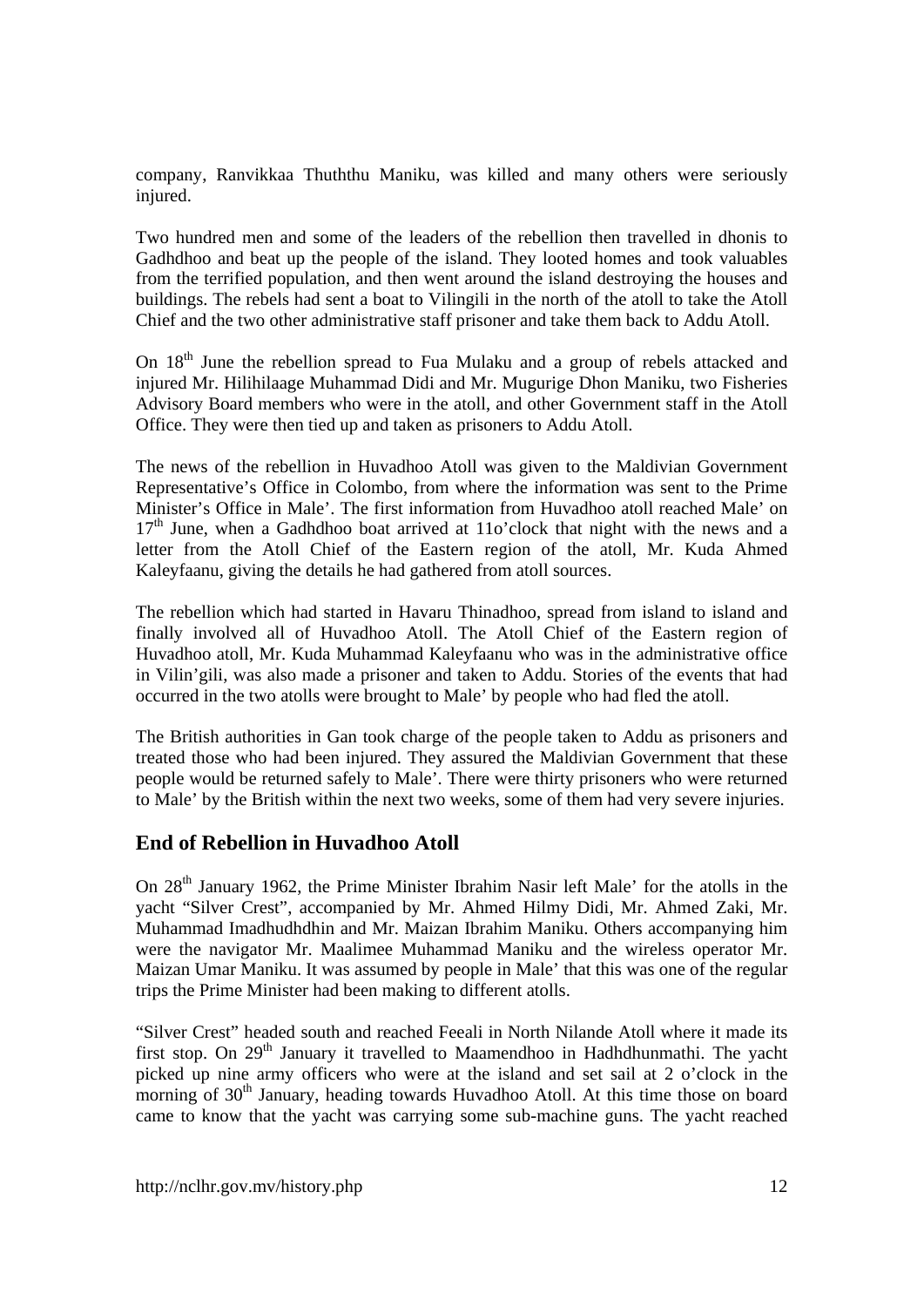company, Ranvikkaa Thuththu Maniku, was killed and many others were seriously injured.

Two hundred men and some of the leaders of the rebellion then travelled in dhonis to Gadhdhoo and beat up the people of the island. They looted homes and took valuables from the terrified population, and then went around the island destroying the houses and buildings. The rebels had sent a boat to Vilingili in the north of the atoll to take the Atoll Chief and the two other administrative staff prisoner and take them back to Addu Atoll.

On 18th June the rebellion spread to Fua Mulaku and a group of rebels attacked and injured Mr. Hilihilaage Muhammad Didi and Mr. Mugurige Dhon Maniku, two Fisheries Advisory Board members who were in the atoll, and other Government staff in the Atoll Office. They were then tied up and taken as prisoners to Addu Atoll.

The news of the rebellion in Huvadhoo Atoll was given to the Maldivian Government Representative's Office in Colombo, from where the information was sent to the Prime Minister's Office in Male'. The first information from Huvadhoo atoll reached Male' on 17th June, when a Gadhdhoo boat arrived at 11o'clock that night with the news and a letter from the Atoll Chief of the Eastern region of the atoll, Mr. Kuda Ahmed Kaleyfaanu, giving the details he had gathered from atoll sources.

The rebellion which had started in Havaru Thinadhoo, spread from island to island and finally involved all of Huvadhoo Atoll. The Atoll Chief of the Eastern region of Huvadhoo atoll, Mr. Kuda Muhammad Kaleyfaanu who was in the administrative office in Vilin'gili, was also made a prisoner and taken to Addu. Stories of the events that had occurred in the two atolls were brought to Male' by people who had fled the atoll.

The British authorities in Gan took charge of the people taken to Addu as prisoners and treated those who had been injured. They assured the Maldivian Government that these people would be returned safely to Male'. There were thirty prisoners who were returned to Male' by the British within the next two weeks, some of them had very severe injuries.

## End of Rebellion in Huvadhoo Atoll

On 28th January 1962, the Prime Minister Ibrahim Nasir left Male' for the atolls in the yacht "Silver Crest", accompanied by Mr. Ahmed Hilmy Didi, Mr. Ahmed Zaki, Mr. Muhammad Imadhudhdhin and Mr. Maizan Ibrahim Maniku. Others accompanying him were the navigator Mr. Maalimee Muhammad Maniku and the wireless operator Mr. Maizan Umar Maniku. It was assumed by people in Male' that this was one of the regular trips the Prime Minister had been making to different atolls.

"Silver Crest" headed south and reached Feeali in North Nilande Atoll where it made its first stop. On 29th January it travelled to Maamendhoo in Hadhdhunmathi. The yacht picked up nine army officers who were at the island and set sail at 2 o'clock in the morning of 30th January, heading towards Huvadhoo Atoll. At this time those on board came to know that the yacht was carrying some sub-machine guns. The yacht reached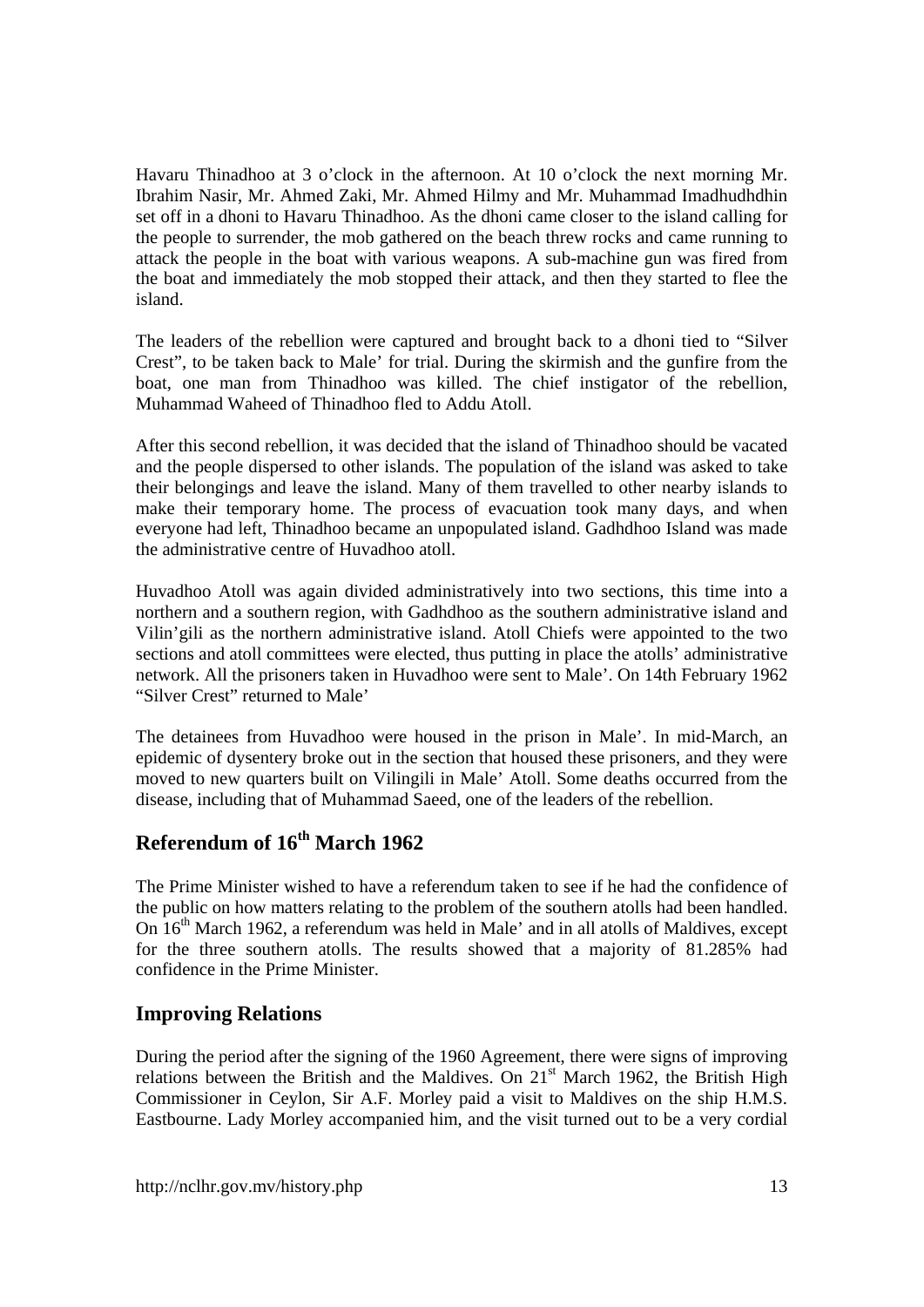Havaru Thinadhoo at 3 o'clock in the afternoon. At 10 o'clock the next morning Mr. Ibrahim Nasir, Mr. Ahmed Zaki, Mr. Ahmed Hilmy and Mr. Muhammad Imadhudhdhin set off in a dhoni to Havaru Thinadhoo. As the dhoni came closer to the island calling for the people to surrender, the mob gathered on the beach threw rocks and came running to attack the people in the boat with various weapons. A sub-machine gun was fired from the boat and immediately the mob stopped their attack, and then they started to flee the island.

The leaders of the rebellion were captured and brought back to a dhoni tied to "Silver Crest", to be taken back to Male' for trial. During the skirmish and the gunfire from the boat, one man from Thinadhoo was killed. The chief instigator of the rebellion, Muhammad Waheed of Thinadhoo fled to Addu Atoll.

After this second rebellion, it was decided that the island of Thinadhoo should be vacated and the people dispersed to other islands. The population of the island was asked to take their belongings and leave the island. Many of them travelled to other nearby islands to make their temporary home. The process of evacuation took many days, and when everyone had left, Thinadhoo became an unpopulated island. Gadhdhoo Island was made the administrative centre of Huvadhoo atoll.

Huvadhoo Atoll was again divided administratively into two sections, this time into a northern and a southern region, with Gadhdhoo as the southern administrative island and Vilin'gili as the northern administrative island. Atoll Chiefs were appointed to the two sections and atoll committees were elected, thus putting in place the atolls' administrative network. All the prisoners taken in Huvadhoo were sent to Male'. On 14th February 1962 "Silver Crest" returned to Male'

The detainees from Huvadhoo were housed in the prison in Male'. In mid-March, an epidemic of dysentery broke out in the section that housed these prisoners, and they were moved to new quarters built on Vilingili in Male' Atoll. Some deaths occurred from the disease, including that of Muhammad Saeed, one of the leaders of the rebellion.

## Referendum of 16th March 1962

The Prime Minister wished to have a referendum taken to see if he had the confidence of the public on how matters relating to the problem of the southern atolls had been handled. On 16th March 1962, a referendum was held in Male' and in all atolls of Maldives, except for the three southern atolls. The results showed that a majority of 81.285% had confidence in the Prime Minister.

## Improving Relations

During the period after the signing of the 1960 Agreement, there were signs of improving relations between the British and the Maldives. On 21st March 1962, the British High Commissioner in Ceylon, Sir A.F. Morley paid a visit to Maldives on the ship H.M.S. Eastbourne. Lady Morley accompanied him, and the visit turned out to be a very cordial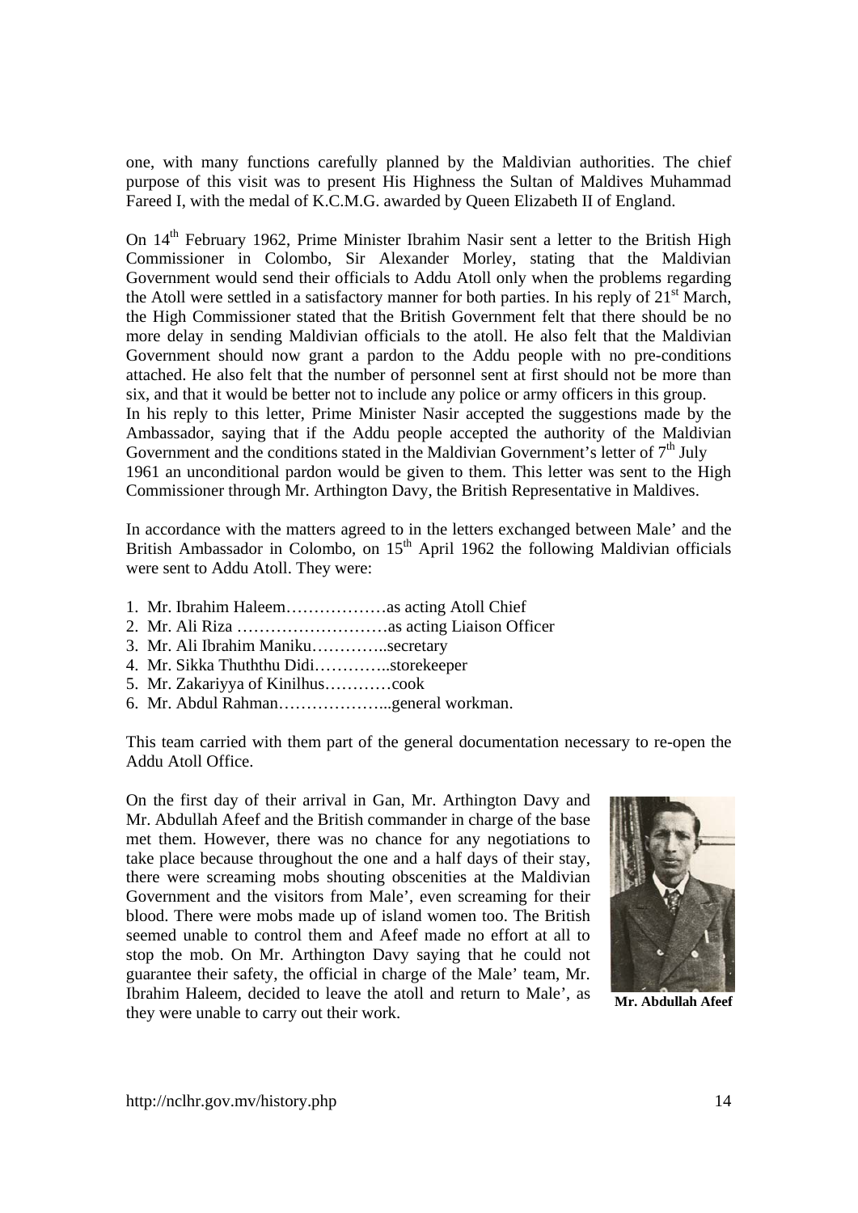one, with many functions carefully planned by the Maldivian authorities. The chief purpose of this visit was to present His Highness the Sultan of Maldives Muhammad Fareed I, with the medal of K.C.M.G. awarded by Queen Elizabeth II of England.

On 14th February 1962, Prime Minister Ibrahim Nasir sent a letter to the British High Commissioner in Colombo, Sir Alexander Morley, stating that the Maldivian Government would send their officials to Addu Atoll only when the problems regarding the Atoll were settled in a satisfactory manner for both parties. In his reply of 21st March, the High Commissioner stated that the British Government felt that there should be no more delay in sending Maldivian officials to the atoll. He also felt that the Maldivian Government should now grant a pardon to the Addu people with no pre-conditions attached. He also felt that the number of personnel sent at first should not be more than six, and that it would be better not to include any police or army officers in this group.
In his reply to this letter, Prime Minister Nasir accepted the suggestions made by the Ambassador, saying that if the Addu people accepted the authority of the Maldivian Government and the conditions stated in the Maldivian Government's letter of 7th July 1961 an unconditional pardon would be given to them. This letter was sent to the High Commissioner through Mr. Arthington Davy, the British Representative in Maldives.

In accordance with the matters agreed to in the letters exchanged between Male' and the British Ambassador in Colombo, on 15th April 1962 the following Maldivian officials were sent to Addu Atoll. They were:

1. Mr. Ibrahim Haleem………………as acting Atoll Chief
2. Mr. Ali Riza ………………………as acting Liaison Officer
3. Mr. Ali Ibrahim Maniku…………..secretary
4. Mr. Sikka Thuththu Didi…………..storekeeper
5. Mr. Zakariyya of Kinilhus…………cook
6. Mr. Abdul Rahman………………...general workman.

This team carried with them part of the general documentation necessary to re-open the Addu Atoll Office.

On the first day of their arrival in Gan, Mr. Arthington Davy and Mr. Abdullah Afeef and the British commander in charge of the base met them. However, there was no chance for any negotiations to take place because throughout the one and a half days of their stay, there were screaming mobs shouting obscenities at the Maldivian Government and the visitors from Male', even screaming for their blood. There were mobs made up of island women too. The British seemed unable to control them and Afeef made no effort at all to stop the mob. On Mr. Arthington Davy saying that he could not guarantee their safety, the official in charge of the Male' team, Mr. Ibrahim Haleem, decided to leave the atoll and return to Male', as they were unable to carry out their work.

**Mr. Abdullah Afeef**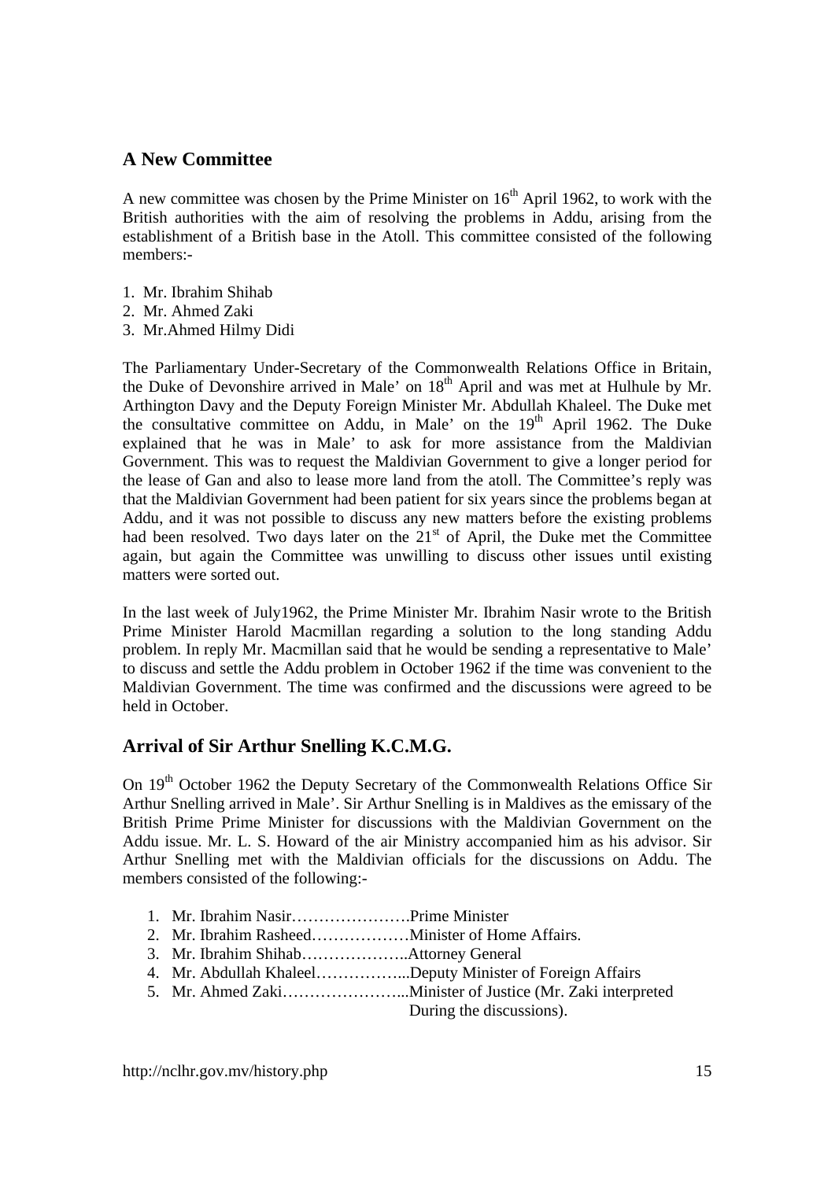## A New Committee

A new committee was chosen by the Prime Minister on 16th April 1962, to work with the British authorities with the aim of resolving the problems in Addu, arising from the establishment of a British base in the Atoll. This committee consisted of the following members:-

1. Mr. Ibrahim Shihab
2. Mr. Ahmed Zaki
3. Mr.Ahmed Hilmy Didi

The Parliamentary Under-Secretary of the Commonwealth Relations Office in Britain, the Duke of Devonshire arrived in Male' on 18th April and was met at Hulhule by Mr. Arthington Davy and the Deputy Foreign Minister Mr. Abdullah Khaleel. The Duke met the consultative committee on Addu, in Male' on the 19th April 1962. The Duke explained that he was in Male' to ask for more assistance from the Maldivian Government. This was to request the Maldivian Government to give a longer period for the lease of Gan and also to lease more land from the atoll. The Committee's reply was that the Maldivian Government had been patient for six years since the problems began at Addu, and it was not possible to discuss any new matters before the existing problems had been resolved. Two days later on the 21st of April, the Duke met the Committee again, but again the Committee was unwilling to discuss other issues until existing matters were sorted out.

In the last week of July1962, the Prime Minister Mr. Ibrahim Nasir wrote to the British Prime Minister Harold Macmillan regarding a solution to the long standing Addu problem. In reply Mr. Macmillan said that he would be sending a representative to Male' to discuss and settle the Addu problem in October 1962 if the time was convenient to the Maldivian Government. The time was confirmed and the discussions were agreed to be held in October.

## Arrival of Sir Arthur Snelling K.C.M.G.

On 19th October 1962 the Deputy Secretary of the Commonwealth Relations Office Sir Arthur Snelling arrived in Male'. Sir Arthur Snelling is in Maldives as the emissary of the British Prime Prime Minister for discussions with the Maldivian Government on the Addu issue. Mr. L. S. Howard of the air Ministry accompanied him as his advisor. Sir Arthur Snelling met with the Maldivian officials for the discussions on Addu. The members consisted of the following:-

1. Mr. Ibrahim Nasir………………….Prime Minister
2. Mr. Ibrahim Rasheed………………Minister of Home Affairs.
3. Mr. Ibrahim Shihab………………..Attorney General
4. Mr. Abdullah Khaleel……………...Deputy Minister of Foreign Affairs
5. Mr. Ahmed Zaki…………………...Minister of Justice (Mr. Zaki interpreted During the discussions).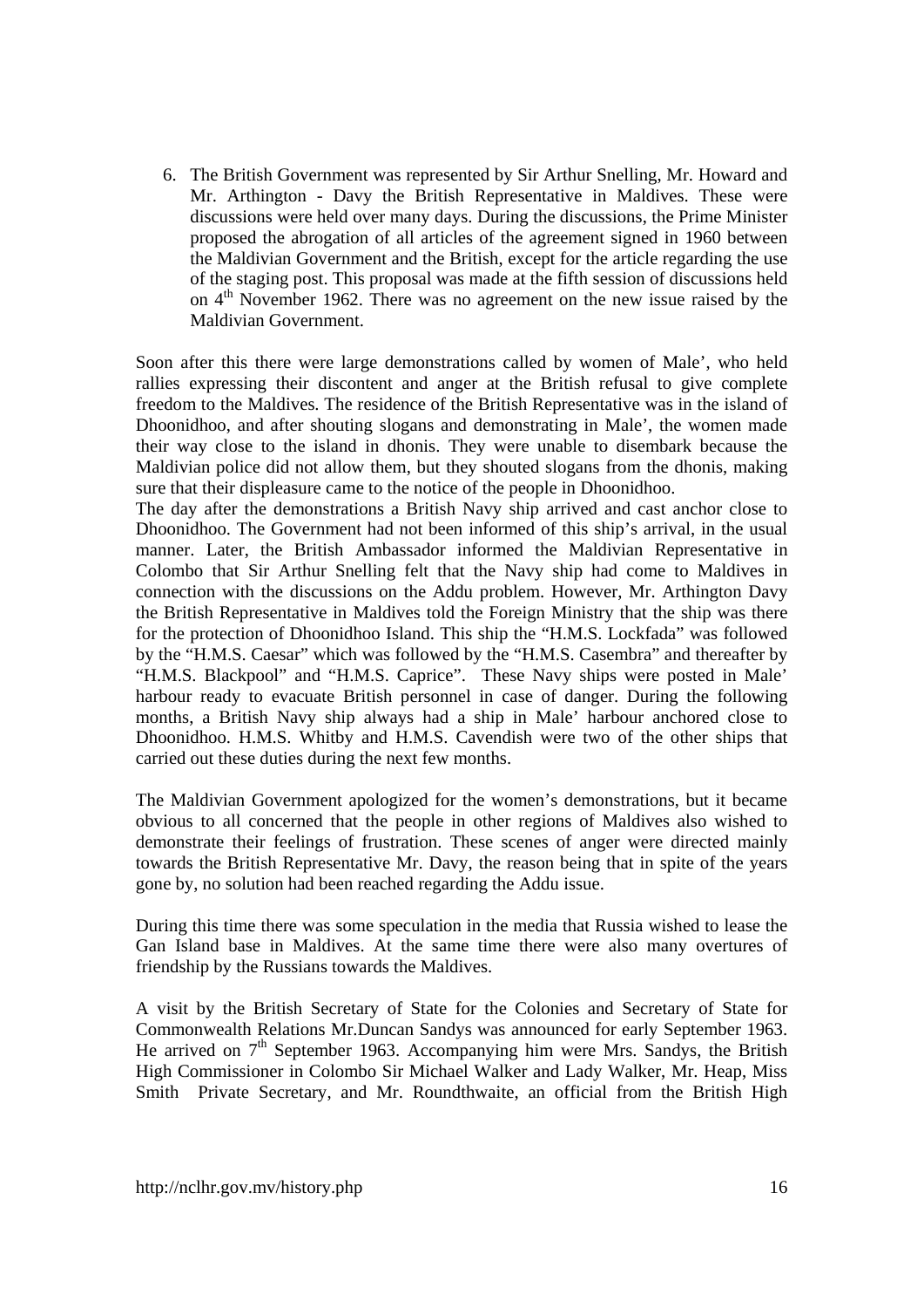6. The British Government was represented by Sir Arthur Snelling, Mr. Howard and Mr. Arthington - Davy the British Representative in Maldives. These were discussions were held over many days. During the discussions, the Prime Minister proposed the abrogation of all articles of the agreement signed in 1960 between the Maldivian Government and the British, except for the article regarding the use of the staging post. This proposal was made at the fifth session of discussions held on 4th November 1962. There was no agreement on the new issue raised by the Maldivian Government.

Soon after this there were large demonstrations called by women of Male', who held rallies expressing their discontent and anger at the British refusal to give complete freedom to the Maldives. The residence of the British Representative was in the island of Dhoonidhoo, and after shouting slogans and demonstrating in Male', the women made their way close to the island in dhonis. They were unable to disembark because the Maldivian police did not allow them, but they shouted slogans from the dhonis, making sure that their displeasure came to the notice of the people in Dhoonidhoo.

The day after the demonstrations a British Navy ship arrived and cast anchor close to Dhoonidhoo. The Government had not been informed of this ship's arrival, in the usual manner. Later, the British Ambassador informed the Maldivian Representative in Colombo that Sir Arthur Snelling felt that the Navy ship had come to Maldives in connection with the discussions on the Addu problem. However, Mr. Arthington Davy the British Representative in Maldives told the Foreign Ministry that the ship was there for the protection of Dhoonidhoo Island. This ship the "H.M.S. Lockfada" was followed by the "H.M.S. Caesar" which was followed by the "H.M.S. Casembra" and thereafter by "H.M.S. Blackpool" and "H.M.S. Caprice". These Navy ships were posted in Male' harbour ready to evacuate British personnel in case of danger. During the following months, a British Navy ship always had a ship in Male' harbour anchored close to Dhoonidhoo. H.M.S. Whitby and H.M.S. Cavendish were two of the other ships that carried out these duties during the next few months.

The Maldivian Government apologized for the women's demonstrations, but it became obvious to all concerned that the people in other regions of Maldives also wished to demonstrate their feelings of frustration. These scenes of anger were directed mainly towards the British Representative Mr. Davy, the reason being that in spite of the years gone by, no solution had been reached regarding the Addu issue.

During this time there was some speculation in the media that Russia wished to lease the Gan Island base in Maldives. At the same time there were also many overtures of friendship by the Russians towards the Maldives.

A visit by the British Secretary of State for the Colonies and Secretary of State for Commonwealth Relations Mr.Duncan Sandys was announced for early September 1963. He arrived on 7th September 1963. Accompanying him were Mrs. Sandys, the British High Commissioner in Colombo Sir Michael Walker and Lady Walker, Mr. Heap, Miss Smith Private Secretary, and Mr. Roundthwaite, an official from the British High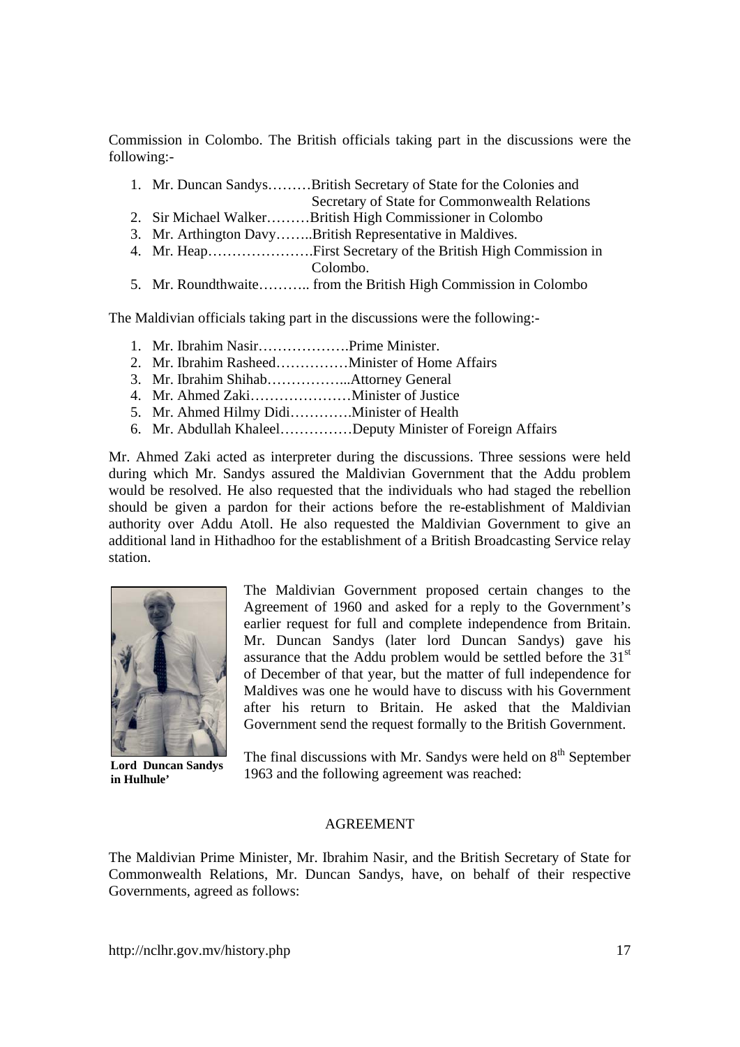Commission in Colombo. The British officials taking part in the discussions were the following:-

1. Mr. Duncan Sandys………British Secretary of State for the Colonies and Secretary of State for Commonwealth Relations
2. Sir Michael Walker………British High Commissioner in Colombo
3. Mr. Arthington Davy……..British Representative in Maldives.
4. Mr. Heap………………….First Secretary of the British High Commission in Colombo.
5. Mr. Roundthwaite……….. from the British High Commission in Colombo

The Maldivian officials taking part in the discussions were the following:-

1. Mr. Ibrahim Nasir……………….Prime Minister.
2. Mr. Ibrahim Rasheed……………Minister of Home Affairs
3. Mr. Ibrahim Shihab……………...Attorney General
4. Mr. Ahmed Zaki…………………Minister of Justice
5. Mr. Ahmed Hilmy Didi………….Minister of Health
6. Mr. Abdullah Khaleel……………Deputy Minister of Foreign Affairs

Mr. Ahmed Zaki acted as interpreter during the discussions. Three sessions were held during which Mr. Sandys assured the Maldivian Government that the Addu problem would be resolved. He also requested that the individuals who had staged the rebellion should be given a pardon for their actions before the re-establishment of Maldivian authority over Addu Atoll. He also requested the Maldivian Government to give an additional land in Hithadhoo for the establishment of a British Broadcasting Service relay station.

**Lord Duncan Sandys in Hulhule'**

The Maldivian Government proposed certain changes to the Agreement of 1960 and asked for a reply to the Government's earlier request for full and complete independence from Britain. Mr. Duncan Sandys (later lord Duncan Sandys) gave his assurance that the Addu problem would be settled before the 31st of December of that year, but the matter of full independence for Maldives was one he would have to discuss with his Government after his return to Britain. He asked that the Maldivian Government send the request formally to the British Government.

The final discussions with Mr. Sandys were held on 8th September 1963 and the following agreement was reached:

AGREEMENT

The Maldivian Prime Minister, Mr. Ibrahim Nasir, and the British Secretary of State for Commonwealth Relations, Mr. Duncan Sandys, have, on behalf of their respective Governments, agreed as follows: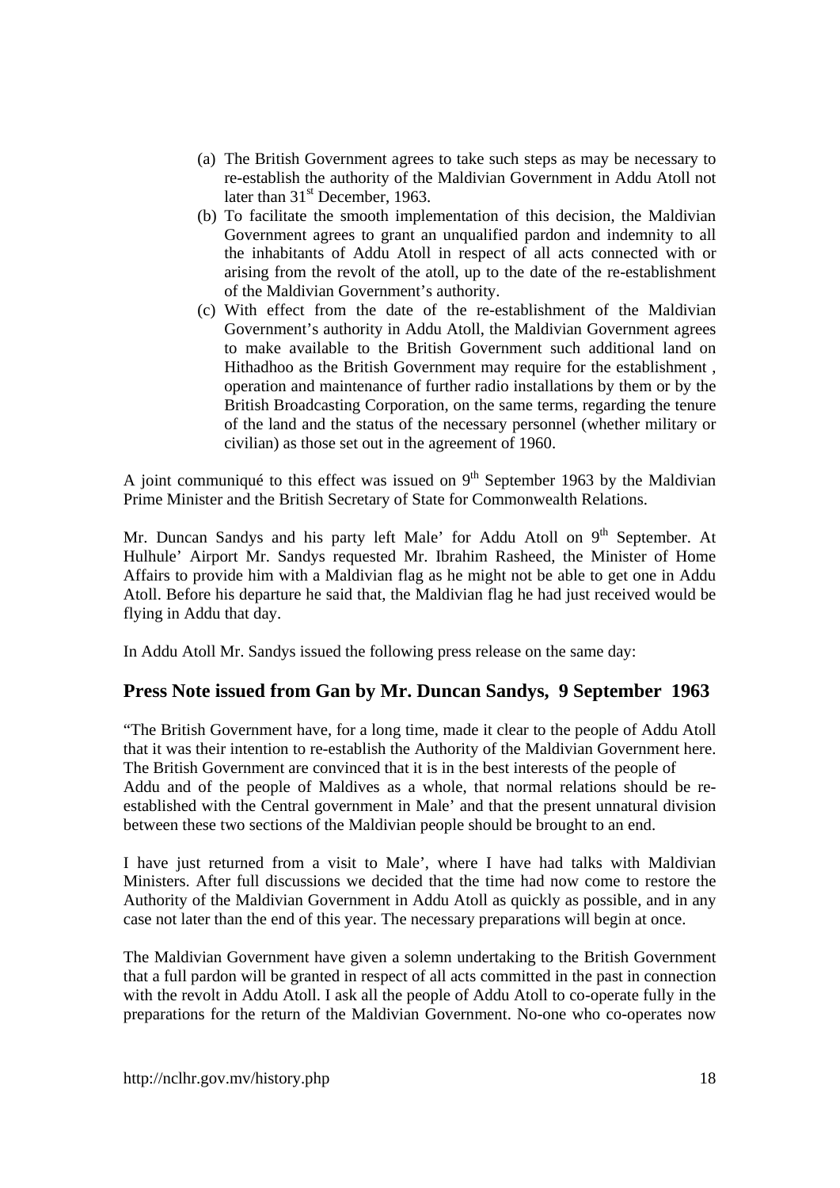(a) The British Government agrees to take such steps as may be necessary to re-establish the authority of the Maldivian Government in Addu Atoll not later than 31st December, 1963.

(b) To facilitate the smooth implementation of this decision, the Maldivian Government agrees to grant an unqualified pardon and indemnity to all the inhabitants of Addu Atoll in respect of all acts connected with or arising from the revolt of the atoll, up to the date of the re-establishment of the Maldivian Government's authority.

(c) With effect from the date of the re-establishment of the Maldivian Government's authority in Addu Atoll, the Maldivian Government agrees to make available to the British Government such additional land on Hithadhoo as the British Government may require for the establishment , operation and maintenance of further radio installations by them or by the British Broadcasting Corporation, on the same terms, regarding the tenure of the land and the status of the necessary personnel (whether military or civilian) as those set out in the agreement of 1960.

A joint communiqué to this effect was issued on 9th September 1963 by the Maldivian Prime Minister and the British Secretary of State for Commonwealth Relations.

Mr. Duncan Sandys and his party left Male' for Addu Atoll on 9th September. At Hulhule' Airport Mr. Sandys requested Mr. Ibrahim Rasheed, the Minister of Home Affairs to provide him with a Maldivian flag as he might not be able to get one in Addu Atoll. Before his departure he said that, the Maldivian flag he had just received would be flying in Addu that day.

In Addu Atoll Mr. Sandys issued the following press release on the same day:

## Press Note issued from Gan by Mr. Duncan Sandys, 9 September 1963

"The British Government have, for a long time, made it clear to the people of Addu Atoll that it was their intention to re-establish the Authority of the Maldivian Government here. The British Government are convinced that it is in the best interests of the people of Addu and of the people of Maldives as a whole, that normal relations should be re-established with the Central government in Male' and that the present unnatural division between these two sections of the Maldivian people should be brought to an end.

I have just returned from a visit to Male', where I have had talks with Maldivian Ministers. After full discussions we decided that the time had now come to restore the Authority of the Maldivian Government in Addu Atoll as quickly as possible, and in any case not later than the end of this year. The necessary preparations will begin at once.

The Maldivian Government have given a solemn undertaking to the British Government that a full pardon will be granted in respect of all acts committed in the past in connection with the revolt in Addu Atoll. I ask all the people of Addu Atoll to co-operate fully in the preparations for the return of the Maldivian Government. No-one who co-operates now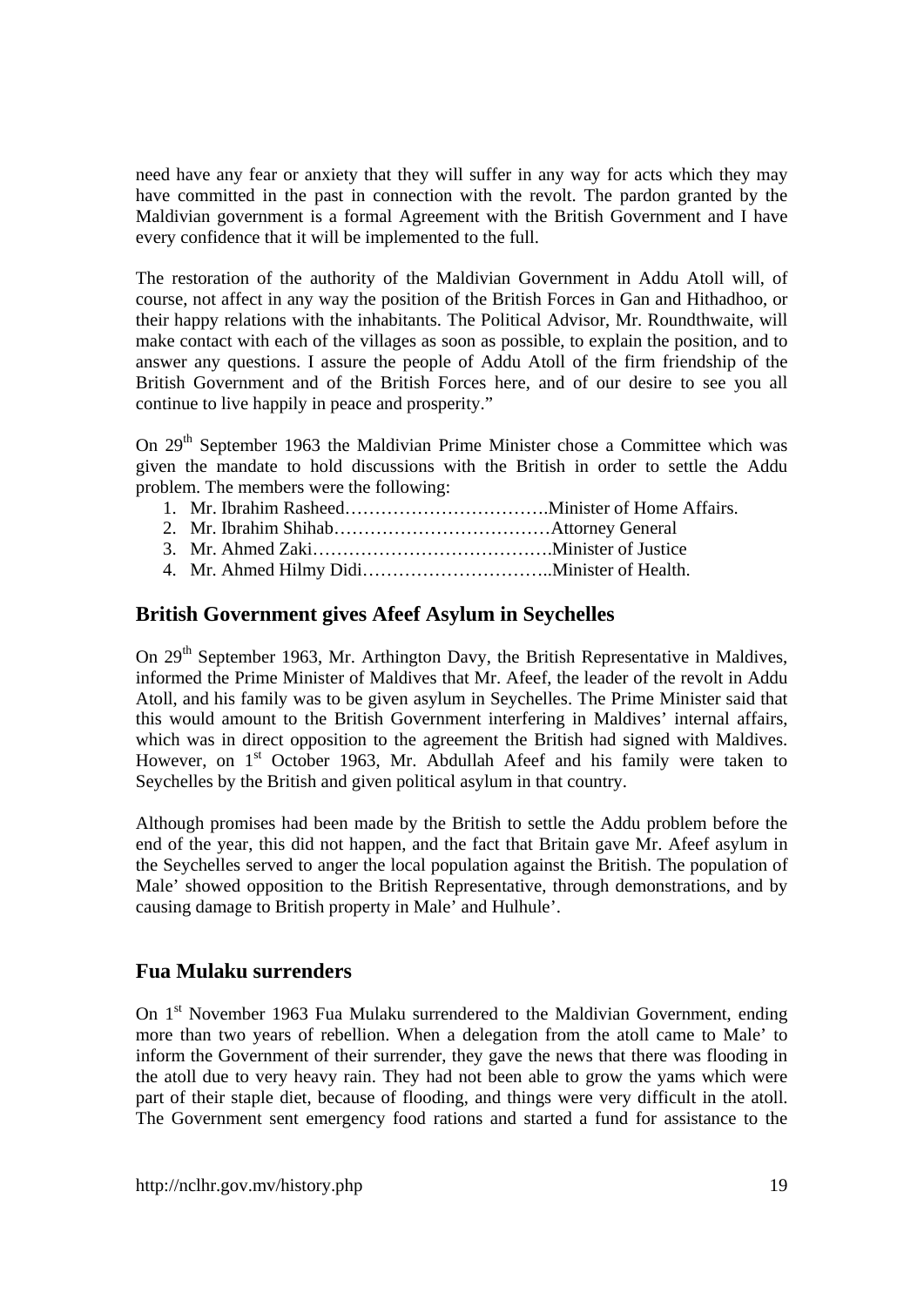need have any fear or anxiety that they will suffer in any way for acts which they may have committed in the past in connection with the revolt. The pardon granted by the Maldivian government is a formal Agreement with the British Government and I have every confidence that it will be implemented to the full.

The restoration of the authority of the Maldivian Government in Addu Atoll will, of course, not affect in any way the position of the British Forces in Gan and Hithadhoo, or their happy relations with the inhabitants. The Political Advisor, Mr. Roundthwaite, will make contact with each of the villages as soon as possible, to explain the position, and to answer any questions. I assure the people of Addu Atoll of the firm friendship of the British Government and of the British Forces here, and of our desire to see you all continue to live happily in peace and prosperity."

On 29th September 1963 the Maldivian Prime Minister chose a Committee which was given the mandate to hold discussions with the British in order to settle the Addu problem. The members were the following:

1. Mr. Ibrahim Rasheed…………………………….Minister of Home Affairs.
2. Mr. Ibrahim Shihab………………………………Attorney General
3. Mr. Ahmed Zaki…………………………………Minister of Justice
4. Mr. Ahmed Hilmy Didi…………………………..Minister of Health.

## British Government gives Afeef Asylum in Seychelles

On 29th September 1963, Mr. Arthington Davy, the British Representative in Maldives, informed the Prime Minister of Maldives that Mr. Afeef, the leader of the revolt in Addu Atoll, and his family was to be given asylum in Seychelles. The Prime Minister said that this would amount to the British Government interfering in Maldives' internal affairs, which was in direct opposition to the agreement the British had signed with Maldives. However, on 1st October 1963, Mr. Abdullah Afeef and his family were taken to Seychelles by the British and given political asylum in that country.

Although promises had been made by the British to settle the Addu problem before the end of the year, this did not happen, and the fact that Britain gave Mr. Afeef asylum in the Seychelles served to anger the local population against the British. The population of Male' showed opposition to the British Representative, through demonstrations, and by causing damage to British property in Male' and Hulhule'.

## Fua Mulaku surrenders

On 1st November 1963 Fua Mulaku surrendered to the Maldivian Government, ending more than two years of rebellion. When a delegation from the atoll came to Male' to inform the Government of their surrender, they gave the news that there was flooding in the atoll due to very heavy rain. They had not been able to grow the yams which were part of their staple diet, because of flooding, and things were very difficult in the atoll. The Government sent emergency food rations and started a fund for assistance to the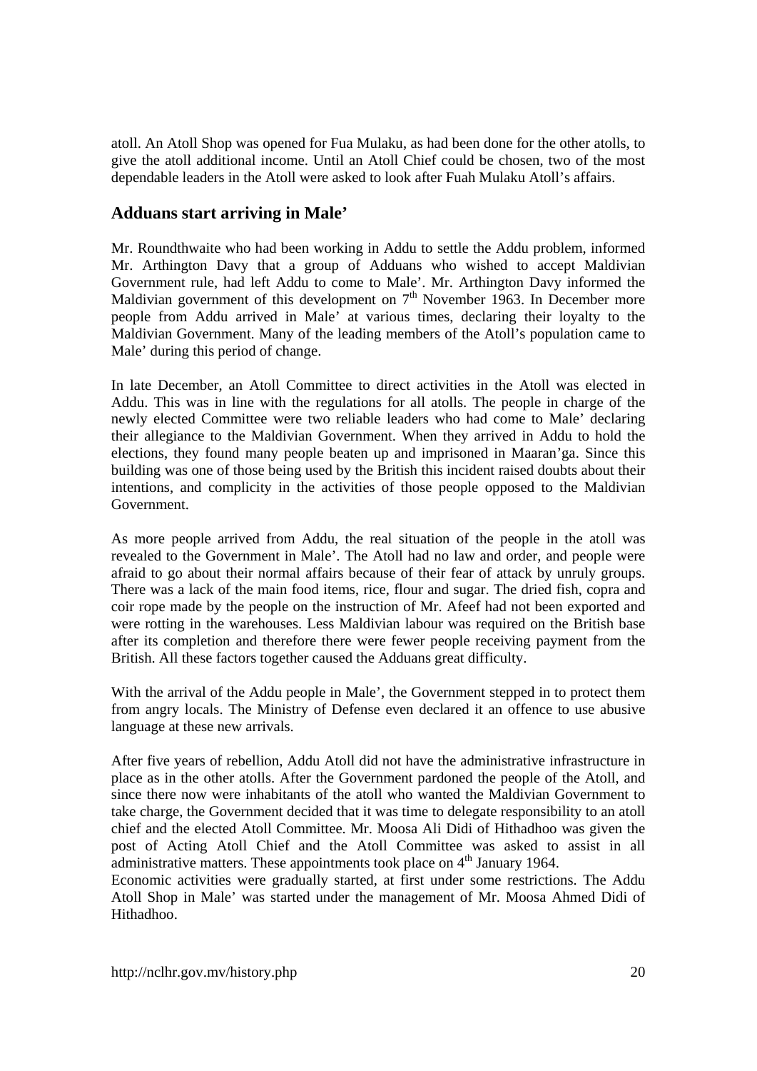atoll. An Atoll Shop was opened for Fua Mulaku, as had been done for the other atolls, to give the atoll additional income. Until an Atoll Chief could be chosen, two of the most dependable leaders in the Atoll were asked to look after Fuah Mulaku Atoll's affairs.

## Adduans start arriving in Male'

Mr. Roundthwaite who had been working in Addu to settle the Addu problem, informed Mr. Arthington Davy that a group of Adduans who wished to accept Maldivian Government rule, had left Addu to come to Male'. Mr. Arthington Davy informed the Maldivian government of this development on 7th November 1963. In December more people from Addu arrived in Male' at various times, declaring their loyalty to the Maldivian Government. Many of the leading members of the Atoll's population came to Male' during this period of change.

In late December, an Atoll Committee to direct activities in the Atoll was elected in Addu. This was in line with the regulations for all atolls. The people in charge of the newly elected Committee were two reliable leaders who had come to Male' declaring their allegiance to the Maldivian Government. When they arrived in Addu to hold the elections, they found many people beaten up and imprisoned in Maaran'ga. Since this building was one of those being used by the British this incident raised doubts about their intentions, and complicity in the activities of those people opposed to the Maldivian Government.

As more people arrived from Addu, the real situation of the people in the atoll was revealed to the Government in Male'. The Atoll had no law and order, and people were afraid to go about their normal affairs because of their fear of attack by unruly groups. There was a lack of the main food items, rice, flour and sugar. The dried fish, copra and coir rope made by the people on the instruction of Mr. Afeef had not been exported and were rotting in the warehouses. Less Maldivian labour was required on the British base after its completion and therefore there were fewer people receiving payment from the British. All these factors together caused the Adduans great difficulty.

With the arrival of the Addu people in Male', the Government stepped in to protect them from angry locals. The Ministry of Defense even declared it an offence to use abusive language at these new arrivals.

After five years of rebellion, Addu Atoll did not have the administrative infrastructure in place as in the other atolls. After the Government pardoned the people of the Atoll, and since there now were inhabitants of the atoll who wanted the Maldivian Government to take charge, the Government decided that it was time to delegate responsibility to an atoll chief and the elected Atoll Committee. Mr. Moosa Ali Didi of Hithadhoo was given the post of Acting Atoll Chief and the Atoll Committee was asked to assist in all administrative matters. These appointments took place on 4th January 1964.

Economic activities were gradually started, at first under some restrictions. The Addu Atoll Shop in Male' was started under the management of Mr. Moosa Ahmed Didi of Hithadhoo.

http://nclhr.gov.mv/history.php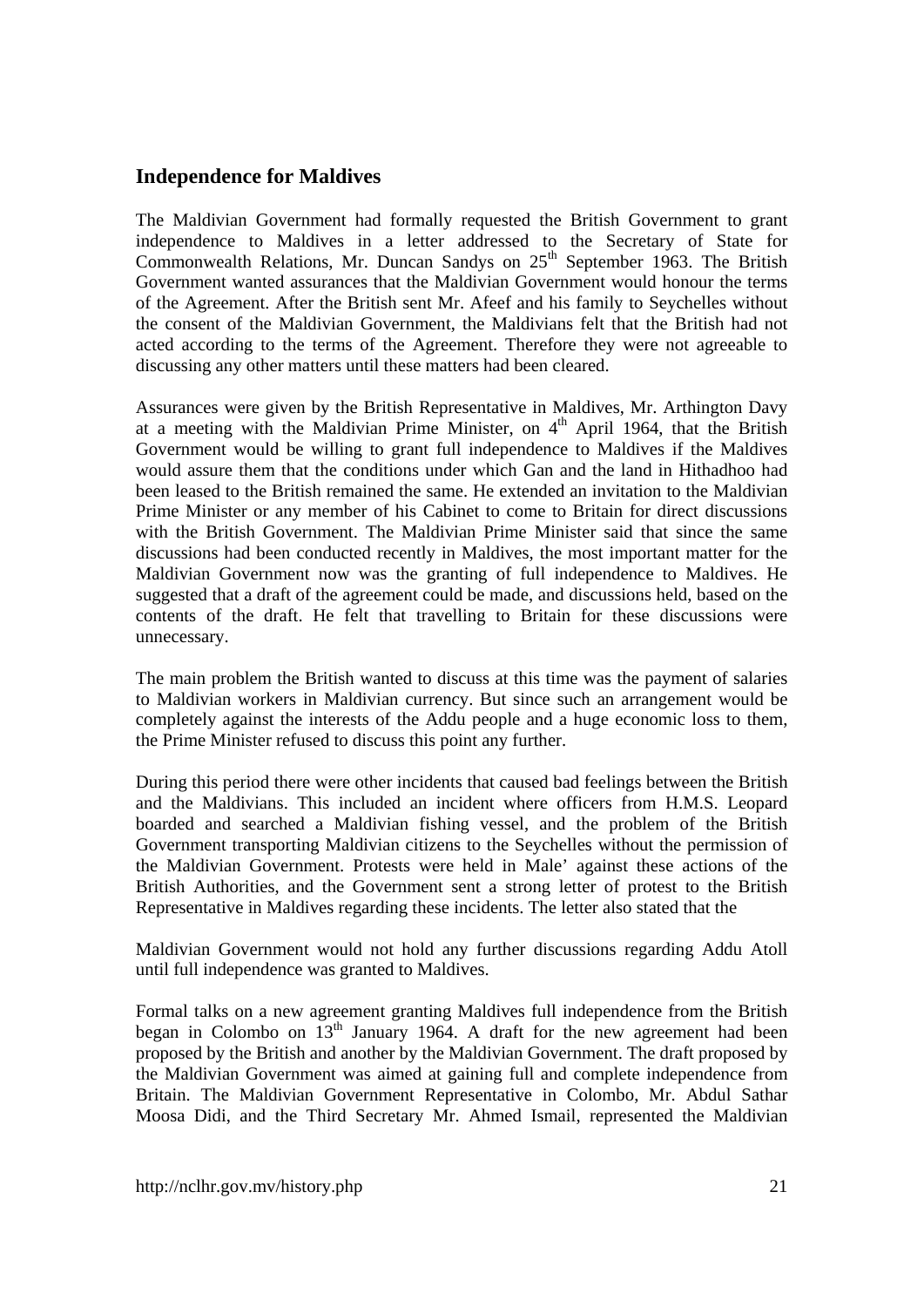## Independence for Maldives

The Maldivian Government had formally requested the British Government to grant independence to Maldives in a letter addressed to the Secretary of State for Commonwealth Relations, Mr. Duncan Sandys on 25th September 1963. The British Government wanted assurances that the Maldivian Government would honour the terms of the Agreement. After the British sent Mr. Afeef and his family to Seychelles without the consent of the Maldivian Government, the Maldivians felt that the British had not acted according to the terms of the Agreement. Therefore they were not agreeable to discussing any other matters until these matters had been cleared.

Assurances were given by the British Representative in Maldives, Mr. Arthington Davy at a meeting with the Maldivian Prime Minister, on 4th April 1964, that the British Government would be willing to grant full independence to Maldives if the Maldives would assure them that the conditions under which Gan and the land in Hithadhoo had been leased to the British remained the same. He extended an invitation to the Maldivian Prime Minister or any member of his Cabinet to come to Britain for direct discussions with the British Government. The Maldivian Prime Minister said that since the same discussions had been conducted recently in Maldives, the most important matter for the Maldivian Government now was the granting of full independence to Maldives. He suggested that a draft of the agreement could be made, and discussions held, based on the contents of the draft. He felt that travelling to Britain for these discussions were unnecessary.

The main problem the British wanted to discuss at this time was the payment of salaries to Maldivian workers in Maldivian currency. But since such an arrangement would be completely against the interests of the Addu people and a huge economic loss to them, the Prime Minister refused to discuss this point any further.

During this period there were other incidents that caused bad feelings between the British and the Maldivians. This included an incident where officers from H.M.S. Leopard boarded and searched a Maldivian fishing vessel, and the problem of the British Government transporting Maldivian citizens to the Seychelles without the permission of the Maldivian Government. Protests were held in Male' against these actions of the British Authorities, and the Government sent a strong letter of protest to the British Representative in Maldives regarding these incidents. The letter also stated that the Maldivian Government would not hold any further discussions regarding Addu Atoll until full independence was granted to Maldives.

Formal talks on a new agreement granting Maldives full independence from the British began in Colombo on 13th January 1964. A draft for the new agreement had been proposed by the British and another by the Maldivian Government. The draft proposed by the Maldivian Government was aimed at gaining full and complete independence from Britain. The Maldivian Government Representative in Colombo, Mr. Abdul Sathar Moosa Didi, and the Third Secretary Mr. Ahmed Ismail, represented the Maldivian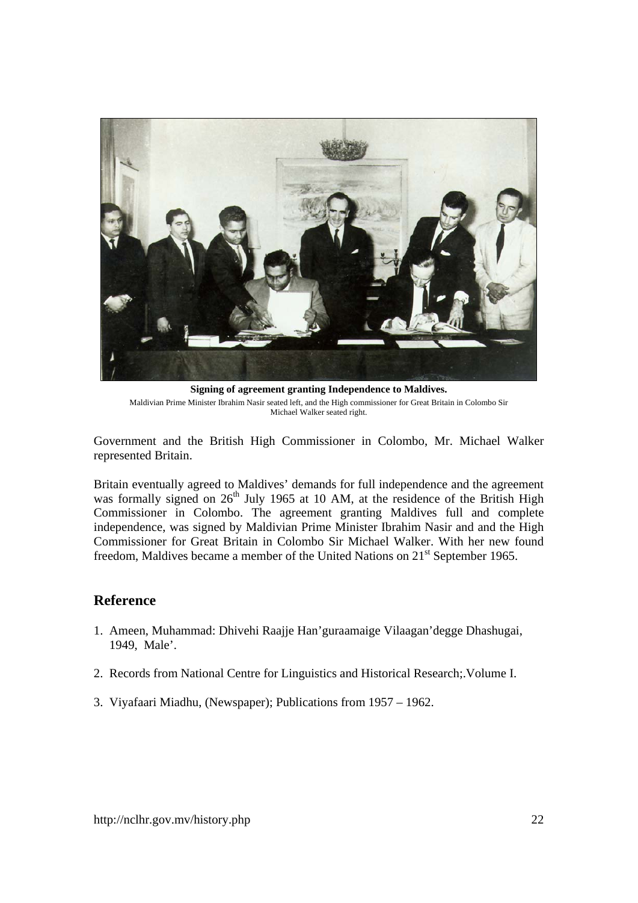**Signing of agreement granting Independence to Maldives.**

Maldivian Prime Minister Ibrahim Nasir seated left, and the High commissioner for Great Britain in Colombo Sir Michael Walker seated right.

Government and the British High Commissioner in Colombo, Mr. Michael Walker represented Britain.

Britain eventually agreed to Maldives' demands for full independence and the agreement was formally signed on 26th July 1965 at 10 AM, at the residence of the British High Commissioner in Colombo. The agreement granting Maldives full and complete independence, was signed by Maldivian Prime Minister Ibrahim Nasir and and the High Commissioner for Great Britain in Colombo Sir Michael Walker. With her new found freedom, Maldives became a member of the United Nations on 21st September 1965.

## Reference

1. Ameen, Muhammad: Dhivehi Raajje Han'guraamaige Vilaagan'degge Dhashugai, 1949, Male'.
2. Records from National Centre for Linguistics and Historical Research;.Volume I.
3. Viyafaari Miadhu, (Newspaper); Publications from 1957 – 1962.